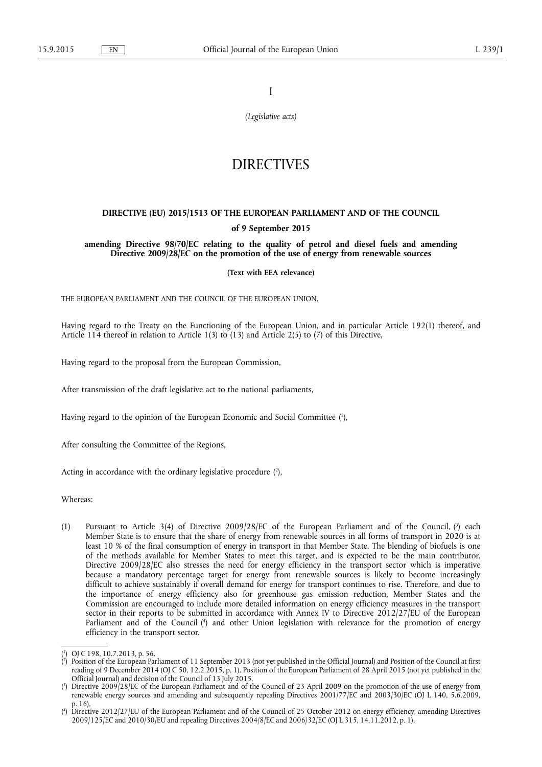I

*(Legislative acts)*

# DIRECTIVES

## DIRECTIVE (EU) 2015/1513 OF THE EUROPEAN PARLIAMENT AND OF THE COUNCIL

**of 9 September 2015**

**amending Directive 98/70/EC relating to the quality of petrol and diesel fuels and amending Directive 2009/28/EC on the promotion of the use of energy from renewable sources**

**(Text with EEA relevance)**

THE EUROPEAN PARLIAMENT AND THE COUNCIL OF THE EUROPEAN UNION,

Having regard to the Treaty on the Functioning of the European Union, and in particular Article 192(1) thereof, and Article 114 thereof in relation to Article 1(3) to (13) and Article 2(5) to (7) of this Directive,

Having regard to the proposal from the European Commission,

After transmission of the draft legislative act to the national parliaments,

Having regard to the opinion of the European Economic and Social Committee [1],

After consulting the Committee of the Regions,

Acting in accordance with the ordinary legislative procedure [2],

Whereas:

(1) Pursuant to Article 3(4) of Directive 2009/28/EC of the European Parliament and of the Council, [3] each Member State is to ensure that the share of energy from renewable sources in all forms of transport in 2020 is at least 10 % of the final consumption of energy in transport in that Member State. The blending of biofuels is one of the methods available for Member States to meet this target, and is expected to be the main contributor. Directive 2009/28/EC also stresses the need for energy efficiency in the transport sector which is imperative because a mandatory percentage target for energy from renewable sources is likely to become increasingly difficult to achieve sustainably if overall demand for energy for transport continues to rise. Therefore, and due to the importance of energy efficiency also for greenhouse gas emission reduction, Member States and the Commission are encouraged to include more detailed information on energy efficiency measures in the transport sector in their reports to be submitted in accordance with Annex IV to Directive 2012/27/EU of the European Parliament and of the Council [4] and other Union legislation with relevance for the promotion of energy efficiency in the transport sector.

---

[1] OJ C 198, 10.7.2013, p. 56.

[2] Position of the European Parliament of 11 September 2013 (not yet published in the Official Journal) and Position of the Council at first reading of 9 December 2014 (OJ C 50, 12.2.2015, p. 1). Position of the European Parliament of 28 April 2015 (not yet published in the Official Journal) and decision of the Council of 13 July 2015.

[3] Directive 2009/28/EC of the European Parliament and of the Council of 23 April 2009 on the promotion of the use of energy from renewable energy sources and amending and subsequently repealing Directives 2001/77/EC and 2003/30/EC (OJ L 140, 5.6.2009, p. 16).

[4] Directive 2012/27/EU of the European Parliament and of the Council of 25 October 2012 on energy efficiency, amending Directives 2009/125/EC and 2010/30/EU and repealing Directives 2004/8/EC and 2006/32/EC (OJ L 315, 14.11.2012, p. 1).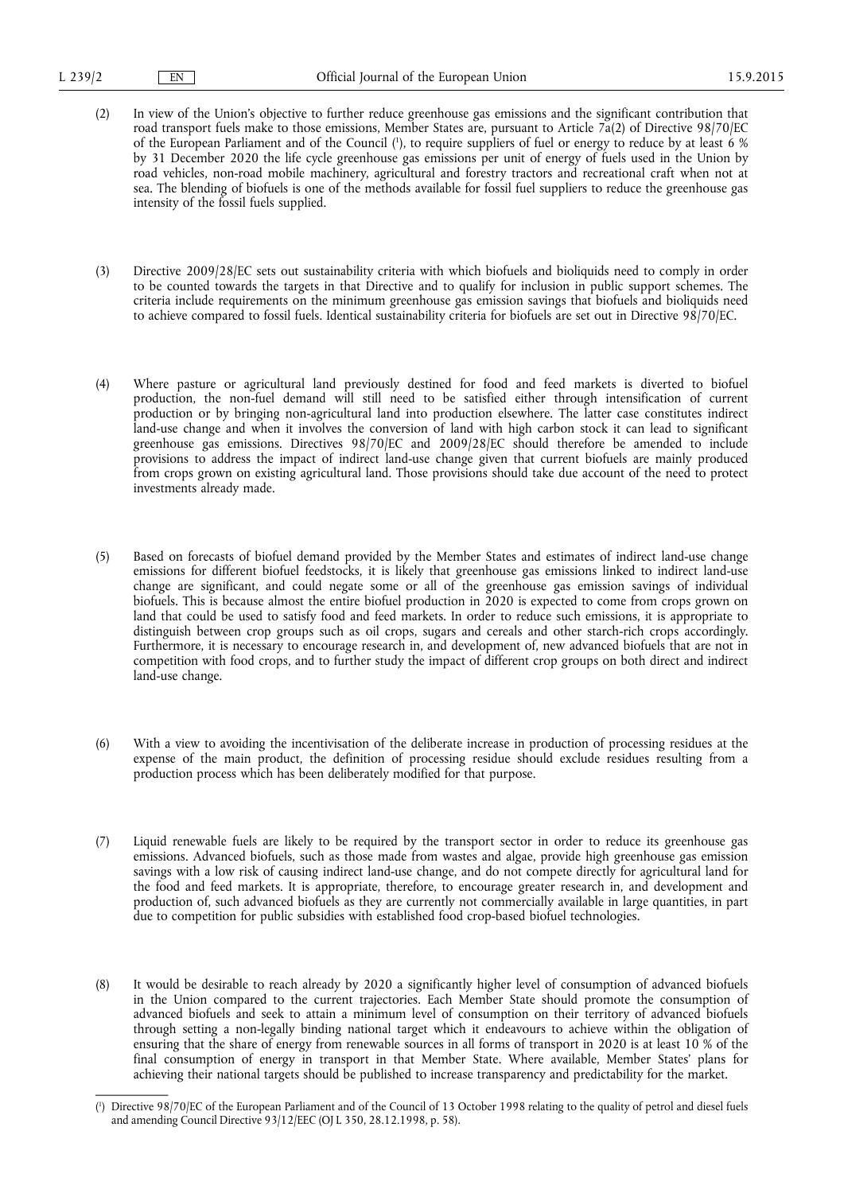(2) In view of the Union's objective to further reduce greenhouse gas emissions and the significant contribution that road transport fuels make to those emissions, Member States are, pursuant to Article 7a(2) of Directive 98/70/EC of the European Parliament and of the Council [1], to require suppliers of fuel or energy to reduce by at least 6 % by 31 December 2020 the life cycle greenhouse gas emissions per unit of energy of fuels used in the Union by road vehicles, non-road mobile machinery, agricultural and forestry tractors and recreational craft when not at sea. The blending of biofuels is one of the methods available for fossil fuel suppliers to reduce the greenhouse gas intensity of the fossil fuels supplied.

(3) Directive 2009/28/EC sets out sustainability criteria with which biofuels and bioliquids need to comply in order to be counted towards the targets in that Directive and to qualify for inclusion in public support schemes. The criteria include requirements on the minimum greenhouse gas emission savings that biofuels and bioliquids need to achieve compared to fossil fuels. Identical sustainability criteria for biofuels are set out in Directive 98/70/EC.

(4) Where pasture or agricultural land previously destined for food and feed markets is diverted to biofuel production, the non-fuel demand will still need to be satisfied either through intensification of current production or by bringing non-agricultural land into production elsewhere. The latter case constitutes indirect land-use change and when it involves the conversion of land with high carbon stock it can lead to significant greenhouse gas emissions. Directives 98/70/EC and 2009/28/EC should therefore be amended to include provisions to address the impact of indirect land-use change given that current biofuels are mainly produced from crops grown on existing agricultural land. Those provisions should take due account of the need to protect investments already made.

(5) Based on forecasts of biofuel demand provided by the Member States and estimates of indirect land-use change emissions for different biofuel feedstocks, it is likely that greenhouse gas emissions linked to indirect land-use change are significant, and could negate some or all of the greenhouse gas emission savings of individual biofuels. This is because almost the entire biofuel production in 2020 is expected to come from crops grown on land that could be used to satisfy food and feed markets. In order to reduce such emissions, it is appropriate to distinguish between crop groups such as oil crops, sugars and cereals and other starch-rich crops accordingly. Furthermore, it is necessary to encourage research in, and development of, new advanced biofuels that are not in competition with food crops, and to further study the impact of different crop groups on both direct and indirect land-use change.

(6) With a view to avoiding the incentivisation of the deliberate increase in production of processing residues at the expense of the main product, the definition of processing residue should exclude residues resulting from a production process which has been deliberately modified for that purpose.

(7) Liquid renewable fuels are likely to be required by the transport sector in order to reduce its greenhouse gas emissions. Advanced biofuels, such as those made from wastes and algae, provide high greenhouse gas emission savings with a low risk of causing indirect land-use change, and do not compete directly for agricultural land for the food and feed markets. It is appropriate, therefore, to encourage greater research in, and development and production of, such advanced biofuels as they are currently not commercially available in large quantities, in part due to competition for public subsidies with established food crop-based biofuel technologies.

(8) It would be desirable to reach already by 2020 a significantly higher level of consumption of advanced biofuels in the Union compared to the current trajectories. Each Member State should promote the consumption of advanced biofuels and seek to attain a minimum level of consumption on their territory of advanced biofuels through setting a non-legally binding national target which it endeavours to achieve within the obligation of ensuring that the share of energy from renewable sources in all forms of transport in 2020 is at least 10 % of the final consumption of energy in transport in that Member State. Where available, Member States' plans for achieving their national targets should be published to increase transparency and predictability for the market.

---

[1] Directive 98/70/EC of the European Parliament and of the Council of 13 October 1998 relating to the quality of petrol and diesel fuels and amending Council Directive 93/12/EEC (OJ L 350, 28.12.1998, p. 58).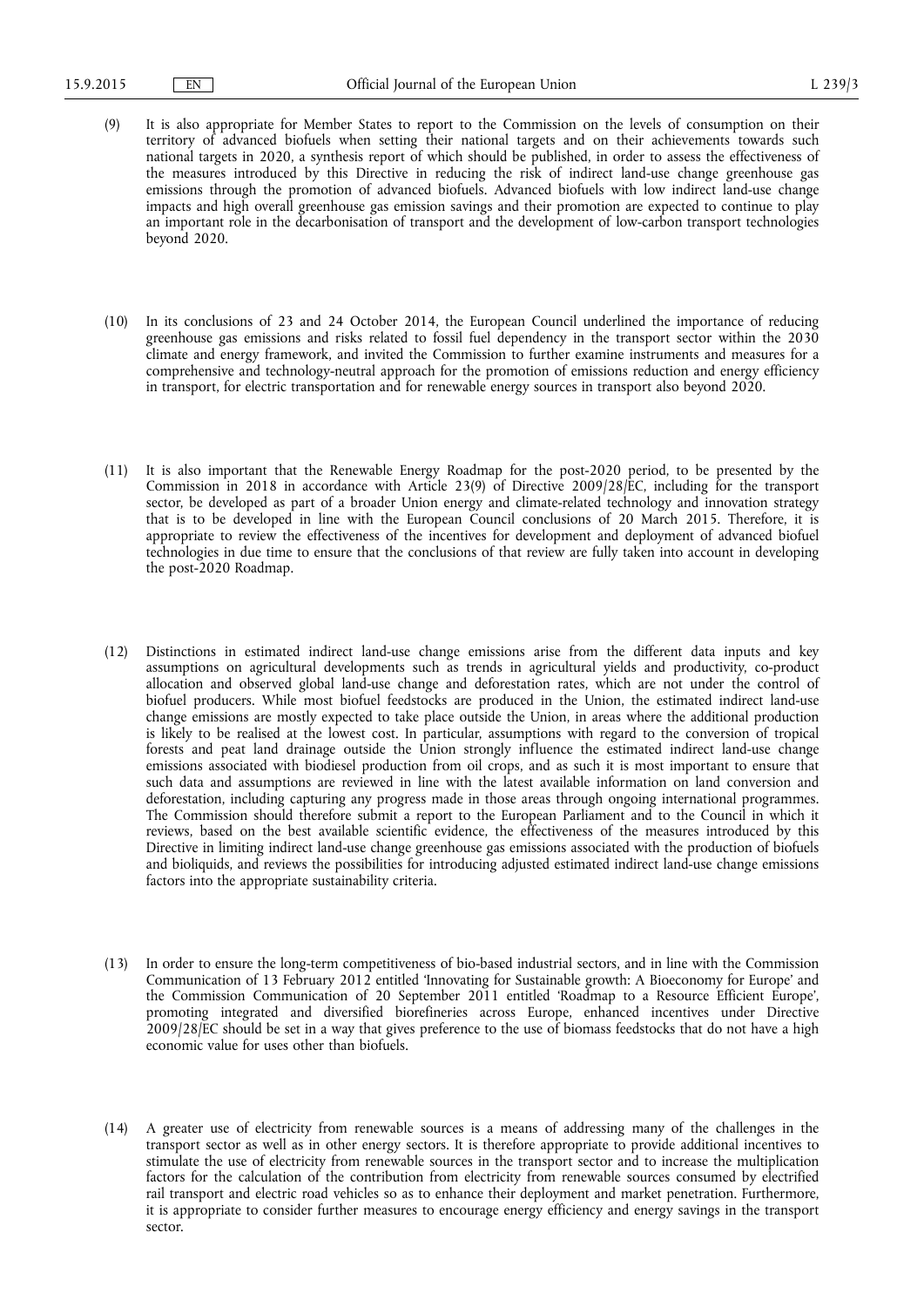(9) It is also appropriate for Member States to report to the Commission on the levels of consumption on their territory of advanced biofuels when setting their national targets and on their achievements towards such national targets in 2020, a synthesis report of which should be published, in order to assess the effectiveness of the measures introduced by this Directive in reducing the risk of indirect land-use change greenhouse gas emissions through the promotion of advanced biofuels. Advanced biofuels with low indirect land-use change impacts and high overall greenhouse gas emission savings and their promotion are expected to continue to play an important role in the decarbonisation of transport and the development of low-carbon transport technologies beyond 2020.

(10) In its conclusions of 23 and 24 October 2014, the European Council underlined the importance of reducing greenhouse gas emissions and risks related to fossil fuel dependency in the transport sector within the 2030 climate and energy framework, and invited the Commission to further examine instruments and measures for a comprehensive and technology-neutral approach for the promotion of emissions reduction and energy efficiency in transport, for electric transportation and for renewable energy sources in transport also beyond 2020.

(11) It is also important that the Renewable Energy Roadmap for the post-2020 period, to be presented by the Commission in 2018 in accordance with Article 23(9) of Directive 2009/28/EC, including for the transport sector, be developed as part of a broader Union energy and climate-related technology and innovation strategy that is to be developed in line with the European Council conclusions of 20 March 2015. Therefore, it is appropriate to review the effectiveness of the incentives for development and deployment of advanced biofuel technologies in due time to ensure that the conclusions of that review are fully taken into account in developing the post-2020 Roadmap.

(12) Distinctions in estimated indirect land-use change emissions arise from the different data inputs and key assumptions on agricultural developments such as trends in agricultural yields and productivity, co-product allocation and observed global land-use change and deforestation rates, which are not under the control of biofuel producers. While most biofuel feedstocks are produced in the Union, the estimated indirect land-use change emissions are mostly expected to take place outside the Union, in areas where the additional production is likely to be realised at the lowest cost. In particular, assumptions with regard to the conversion of tropical forests and peat land drainage outside the Union strongly influence the estimated indirect land-use change emissions associated with biodiesel production from oil crops, and as such it is most important to ensure that such data and assumptions are reviewed in line with the latest available information on land conversion and deforestation, including capturing any progress made in those areas through ongoing international programmes. The Commission should therefore submit a report to the European Parliament and to the Council in which it reviews, based on the best available scientific evidence, the effectiveness of the measures introduced by this Directive in limiting indirect land-use change greenhouse gas emissions associated with the production of biofuels and bioliquids, and reviews the possibilities for introducing adjusted estimated indirect land-use change emissions factors into the appropriate sustainability criteria.

(13) In order to ensure the long-term competitiveness of bio-based industrial sectors, and in line with the Commission Communication of 13 February 2012 entitled 'Innovating for Sustainable growth: A Bioeconomy for Europe' and the Commission Communication of 20 September 2011 entitled 'Roadmap to a Resource Efficient Europe', promoting integrated and diversified biorefineries across Europe, enhanced incentives under Directive 2009/28/EC should be set in a way that gives preference to the use of biomass feedstocks that do not have a high economic value for uses other than biofuels.

(14) A greater use of electricity from renewable sources is a means of addressing many of the challenges in the transport sector as well as in other energy sectors. It is therefore appropriate to provide additional incentives to stimulate the use of electricity from renewable sources in the transport sector and to increase the multiplication factors for the calculation of the contribution from electricity from renewable sources consumed by electrified rail transport and electric road vehicles so as to enhance their deployment and market penetration. Furthermore, it is appropriate to consider further measures to encourage energy efficiency and energy savings in the transport sector.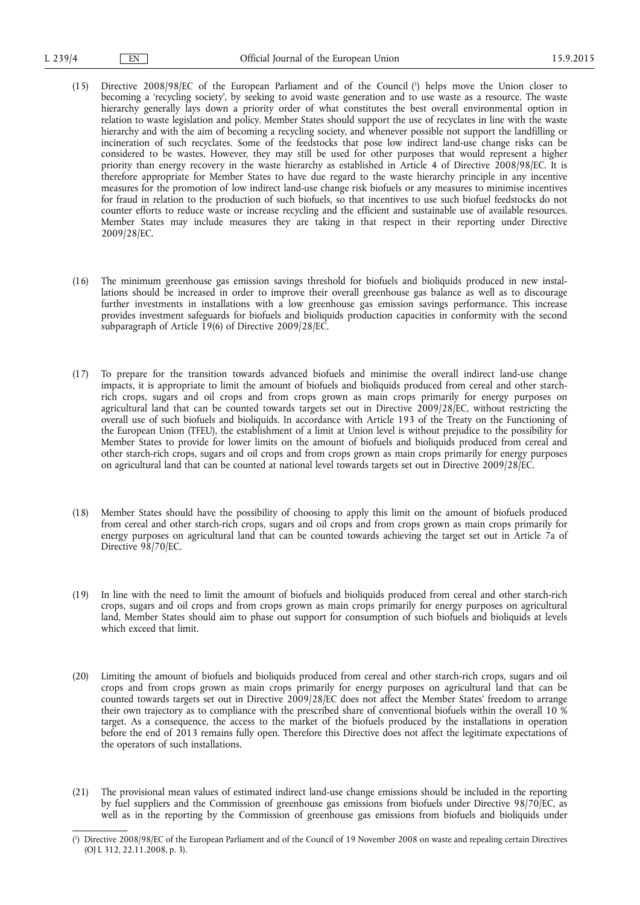(15) Directive 2008/98/EC of the European Parliament and of the Council [1] helps move the Union closer to becoming a 'recycling society', by seeking to avoid waste generation and to use waste as a resource. The waste hierarchy generally lays down a priority order of what constitutes the best overall environmental option in relation to waste legislation and policy. Member States should support the use of recyclates in line with the waste hierarchy and with the aim of becoming a recycling society, and whenever possible not support the landfilling or incineration of such recyclates. Some of the feedstocks that pose low indirect land-use change risks can be considered to be wastes. However, they may still be used for other purposes that would represent a higher priority than energy recovery in the waste hierarchy as established in Article 4 of Directive 2008/98/EC. It is therefore appropriate for Member States to have due regard to the waste hierarchy principle in any incentive measures for the promotion of low indirect land-use change risk biofuels or any measures to minimise incentives for fraud in relation to the production of such biofuels, so that incentives to use such biofuel feedstocks do not counter efforts to reduce waste or increase recycling and the efficient and sustainable use of available resources. Member States may include measures they are taking in that respect in their reporting under Directive 2009/28/EC.

(16) The minimum greenhouse gas emission savings threshold for biofuels and bioliquids produced in new installations should be increased in order to improve their overall greenhouse gas balance as well as to discourage further investments in installations with a low greenhouse gas emission savings performance. This increase provides investment safeguards for biofuels and bioliquids production capacities in conformity with the second subparagraph of Article 19(6) of Directive 2009/28/EC.

(17) To prepare for the transition towards advanced biofuels and minimise the overall indirect land-use change impacts, it is appropriate to limit the amount of biofuels and bioliquids produced from cereal and other starch-rich crops, sugars and oil crops and from crops grown as main crops primarily for energy purposes on agricultural land that can be counted towards targets set out in Directive 2009/28/EC, without restricting the overall use of such biofuels and bioliquids. In accordance with Article 193 of the Treaty on the Functioning of the European Union (TFEU), the establishment of a limit at Union level is without prejudice to the possibility for Member States to provide for lower limits on the amount of biofuels and bioliquids produced from cereal and other starch-rich crops, sugars and oil crops and from crops grown as main crops primarily for energy purposes on agricultural land that can be counted at national level towards targets set out in Directive 2009/28/EC.

(18) Member States should have the possibility of choosing to apply this limit on the amount of biofuels produced from cereal and other starch-rich crops, sugars and oil crops and from crops grown as main crops primarily for energy purposes on agricultural land that can be counted towards achieving the target set out in Article 7a of Directive 98/70/EC.

(19) In line with the need to limit the amount of biofuels and bioliquids produced from cereal and other starch-rich crops, sugars and oil crops and from crops grown as main crops primarily for energy purposes on agricultural land, Member States should aim to phase out support for consumption of such biofuels and bioliquids at levels which exceed that limit.

(20) Limiting the amount of biofuels and bioliquids produced from cereal and other starch-rich crops, sugars and oil crops and from crops grown as main crops primarily for energy purposes on agricultural land that can be counted towards targets set out in Directive 2009/28/EC does not affect the Member States' freedom to arrange their own trajectory as to compliance with the prescribed share of conventional biofuels within the overall 10 % target. As a consequence, the access to the market of the biofuels produced by the installations in operation before the end of 2013 remains fully open. Therefore this Directive does not affect the legitimate expectations of the operators of such installations.

(21) The provisional mean values of estimated indirect land-use change emissions should be included in the reporting by fuel suppliers and the Commission of greenhouse gas emissions from biofuels under Directive 98/70/EC, as well as in the reporting by the Commission of greenhouse gas emissions from biofuels and bioliquids under

---

[1] Directive 2008/98/EC of the European Parliament and of the Council of 19 November 2008 on waste and repealing certain Directives (OJ L 312, 22.11.2008, p. 3).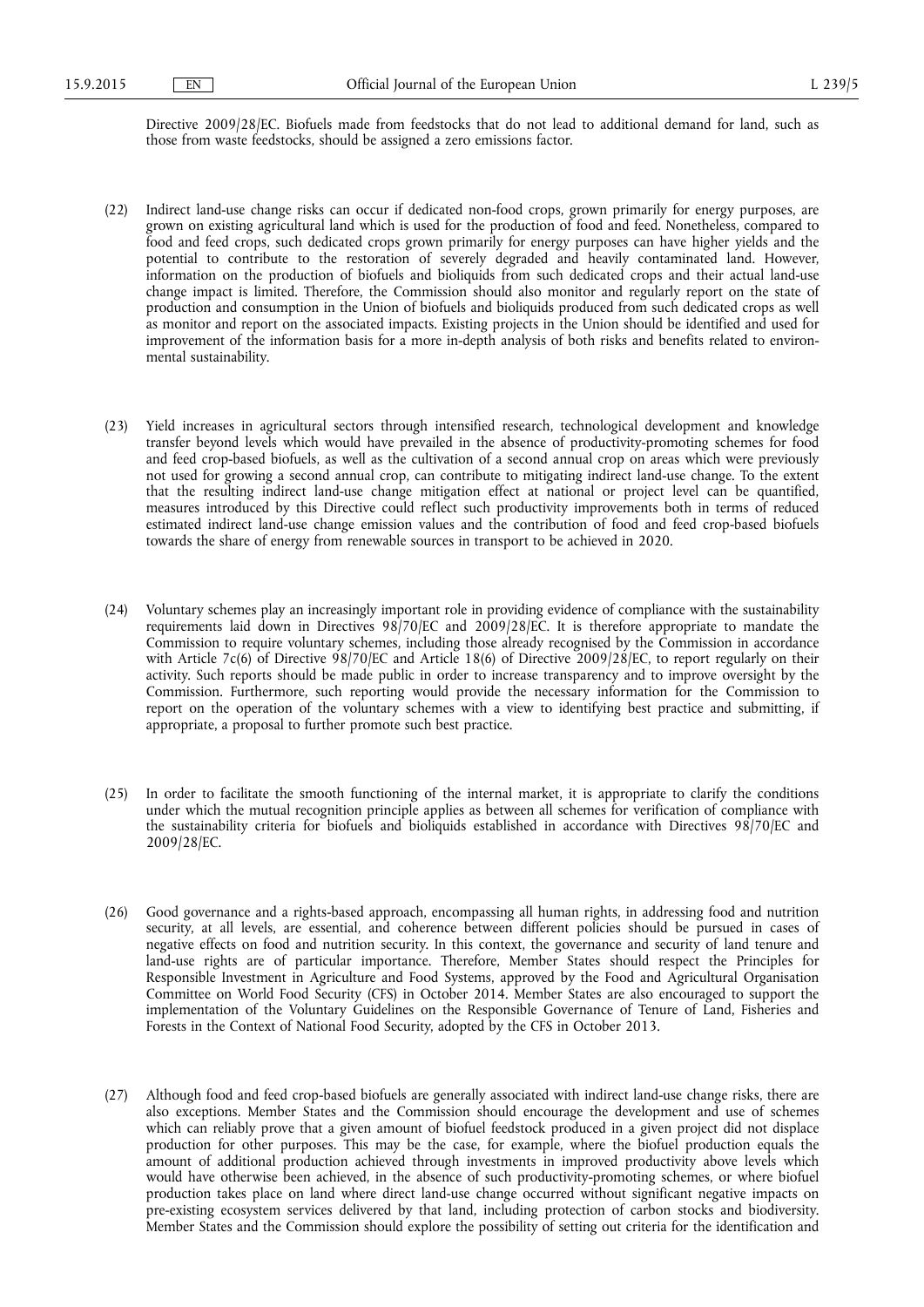Directive 2009/28/EC. Biofuels made from feedstocks that do not lead to additional demand for land, such as those from waste feedstocks, should be assigned a zero emissions factor.

(22) Indirect land-use change risks can occur if dedicated non-food crops, grown primarily for energy purposes, are grown on existing agricultural land which is used for the production of food and feed. Nonetheless, compared to food and feed crops, such dedicated crops grown primarily for energy purposes can have higher yields and the potential to contribute to the restoration of severely degraded and heavily contaminated land. However, information on the production of biofuels and bioliquids from such dedicated crops and their actual land-use change impact is limited. Therefore, the Commission should also monitor and regularly report on the state of production and consumption in the Union of biofuels and bioliquids produced from such dedicated crops as well as monitor and report on the associated impacts. Existing projects in the Union should be identified and used for improvement of the information basis for a more in-depth analysis of both risks and benefits related to environmental sustainability.

(23) Yield increases in agricultural sectors through intensified research, technological development and knowledge transfer beyond levels which would have prevailed in the absence of productivity-promoting schemes for food and feed crop-based biofuels, as well as the cultivation of a second annual crop on areas which were previously not used for growing a second annual crop, can contribute to mitigating indirect land-use change. To the extent that the resulting indirect land-use change mitigation effect at national or project level can be quantified, measures introduced by this Directive could reflect such productivity improvements both in terms of reduced estimated indirect land-use change emission values and the contribution of food and feed crop-based biofuels towards the share of energy from renewable sources in transport to be achieved in 2020.

(24) Voluntary schemes play an increasingly important role in providing evidence of compliance with the sustainability requirements laid down in Directives 98/70/EC and 2009/28/EC. It is therefore appropriate to mandate the Commission to require voluntary schemes, including those already recognised by the Commission in accordance with Article 7c(6) of Directive 98/70/EC and Article 18(6) of Directive 2009/28/EC, to report regularly on their activity. Such reports should be made public in order to increase transparency and to improve oversight by the Commission. Furthermore, such reporting would provide the necessary information for the Commission to report on the operation of the voluntary schemes with a view to identifying best practice and submitting, if appropriate, a proposal to further promote such best practice.

(25) In order to facilitate the smooth functioning of the internal market, it is appropriate to clarify the conditions under which the mutual recognition principle applies as between all schemes for verification of compliance with the sustainability criteria for biofuels and bioliquids established in accordance with Directives 98/70/EC and 2009/28/EC.

(26) Good governance and a rights-based approach, encompassing all human rights, in addressing food and nutrition security, at all levels, are essential, and coherence between different policies should be pursued in cases of negative effects on food and nutrition security. In this context, the governance and security of land tenure and land-use rights are of particular importance. Therefore, Member States should respect the Principles for Responsible Investment in Agriculture and Food Systems, approved by the Food and Agricultural Organisation Committee on World Food Security (CFS) in October 2014. Member States are also encouraged to support the implementation of the Voluntary Guidelines on the Responsible Governance of Tenure of Land, Fisheries and Forests in the Context of National Food Security, adopted by the CFS in October 2013.

(27) Although food and feed crop-based biofuels are generally associated with indirect land-use change risks, there are also exceptions. Member States and the Commission should encourage the development and use of schemes which can reliably prove that a given amount of biofuel feedstock produced in a given project did not displace production for other purposes. This may be the case, for example, where the biofuel production equals the amount of additional production achieved through investments in improved productivity above levels which would have otherwise been achieved, in the absence of such productivity-promoting schemes, or where biofuel production takes place on land where direct land-use change occurred without significant negative impacts on pre-existing ecosystem services delivered by that land, including protection of carbon stocks and biodiversity. Member States and the Commission should explore the possibility of setting out criteria for the identification and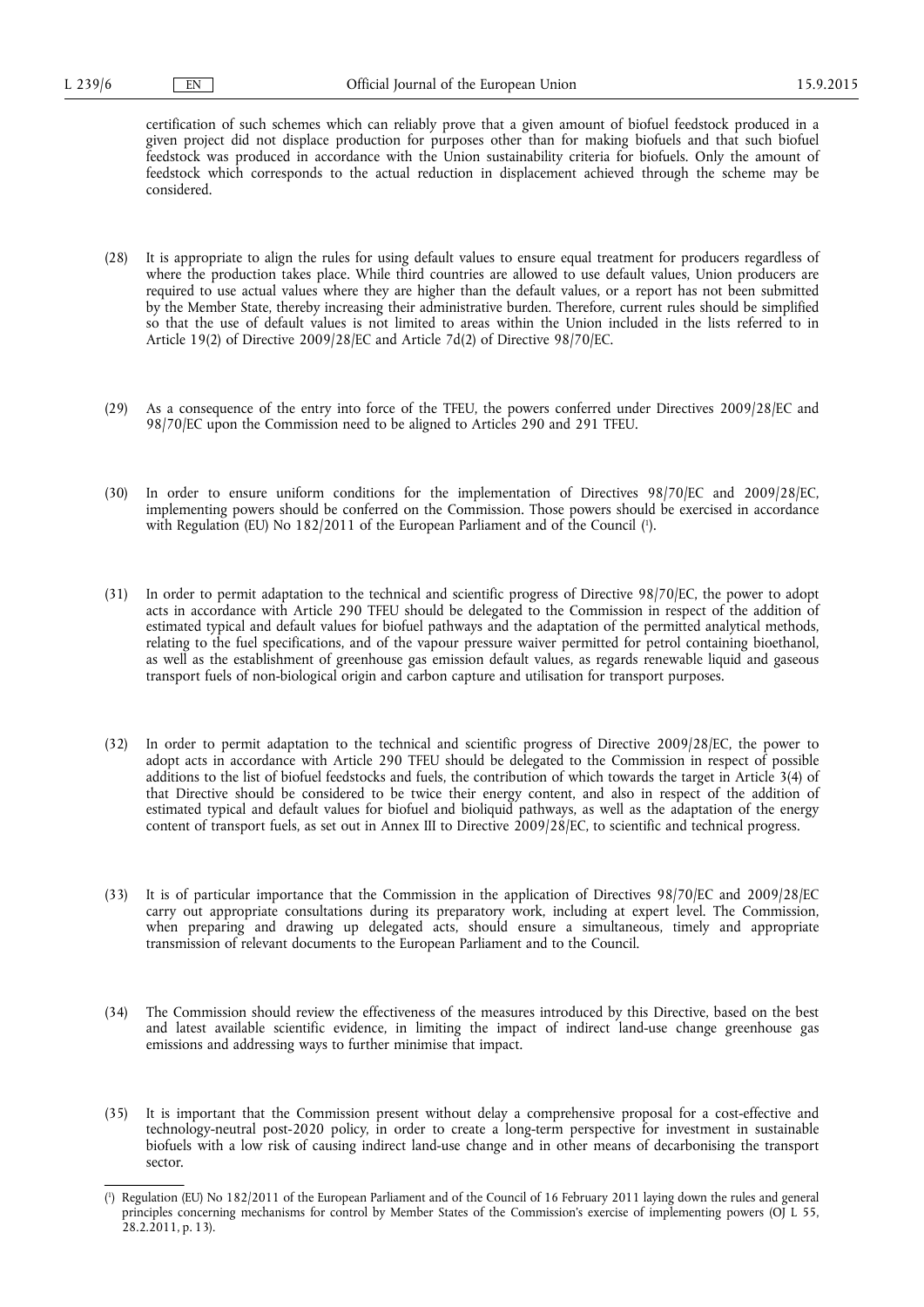certification of such schemes which can reliably prove that a given amount of biofuel feedstock produced in a given project did not displace production for purposes other than for making biofuels and that such biofuel feedstock was produced in accordance with the Union sustainability criteria for biofuels. Only the amount of feedstock which corresponds to the actual reduction in displacement achieved through the scheme may be considered.

(28) It is appropriate to align the rules for using default values to ensure equal treatment for producers regardless of where the production takes place. While third countries are allowed to use default values, Union producers are required to use actual values where they are higher than the default values, or a report has not been submitted by the Member State, thereby increasing their administrative burden. Therefore, current rules should be simplified so that the use of default values is not limited to areas within the Union included in the lists referred to in Article 19(2) of Directive 2009/28/EC and Article 7d(2) of Directive 98/70/EC.

(29) As a consequence of the entry into force of the TFEU, the powers conferred under Directives 2009/28/EC and 98/70/EC upon the Commission need to be aligned to Articles 290 and 291 TFEU.

(30) In order to ensure uniform conditions for the implementation of Directives 98/70/EC and 2009/28/EC, implementing powers should be conferred on the Commission. Those powers should be exercised in accordance with Regulation (EU) No 182/2011 of the European Parliament and of the Council [1].

(31) In order to permit adaptation to the technical and scientific progress of Directive 98/70/EC, the power to adopt acts in accordance with Article 290 TFEU should be delegated to the Commission in respect of the addition of estimated typical and default values for biofuel pathways and the adaptation of the permitted analytical methods, relating to the fuel specifications, and of the vapour pressure waiver permitted for petrol containing bioethanol, as well as the establishment of greenhouse gas emission default values, as regards renewable liquid and gaseous transport fuels of non-biological origin and carbon capture and utilisation for transport purposes.

(32) In order to permit adaptation to the technical and scientific progress of Directive 2009/28/EC, the power to adopt acts in accordance with Article 290 TFEU should be delegated to the Commission in respect of possible additions to the list of biofuel feedstocks and fuels, the contribution of which towards the target in Article 3(4) of that Directive should be considered to be twice their energy content, and also in respect of the addition of estimated typical and default values for biofuel and bioliquid pathways, as well as the adaptation of the energy content of transport fuels, as set out in Annex III to Directive 2009/28/EC, to scientific and technical progress.

(33) It is of particular importance that the Commission in the application of Directives 98/70/EC and 2009/28/EC carry out appropriate consultations during its preparatory work, including at expert level. The Commission, when preparing and drawing up delegated acts, should ensure a simultaneous, timely and appropriate transmission of relevant documents to the European Parliament and to the Council.

(34) The Commission should review the effectiveness of the measures introduced by this Directive, based on the best and latest available scientific evidence, in limiting the impact of indirect land-use change greenhouse gas emissions and addressing ways to further minimise that impact.

(35) It is important that the Commission present without delay a comprehensive proposal for a cost-effective and technology-neutral post-2020 policy, in order to create a long-term perspective for investment in sustainable biofuels with a low risk of causing indirect land-use change and in other means of decarbonising the transport sector.

---

[1] Regulation (EU) No 182/2011 of the European Parliament and of the Council of 16 February 2011 laying down the rules and general principles concerning mechanisms for control by Member States of the Commission's exercise of implementing powers (OJ L 55, 28.2.2011, p. 13).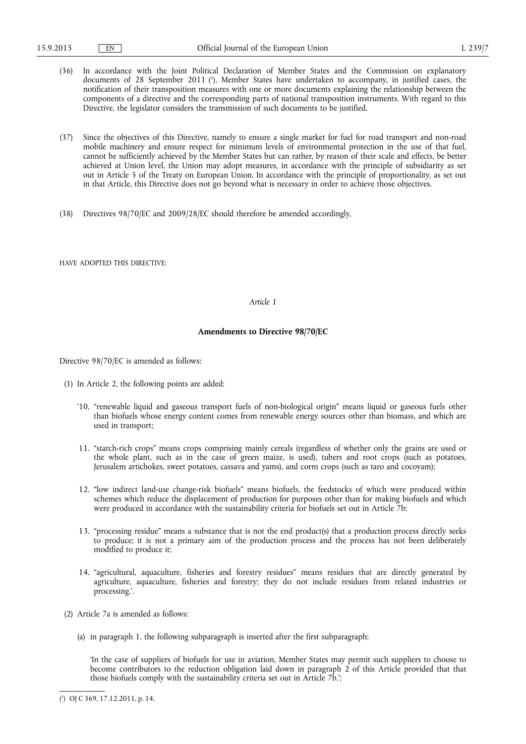(36) In accordance with the Joint Political Declaration of Member States and the Commission on explanatory documents of 28 September 2011 [1], Member States have undertaken to accompany, in justified cases, the notification of their transposition measures with one or more documents explaining the relationship between the components of a directive and the corresponding parts of national transposition instruments. With regard to this Directive, the legislator considers the transmission of such documents to be justified.

(37) Since the objectives of this Directive, namely to ensure a single market for fuel for road transport and non-road mobile machinery and ensure respect for minimum levels of environmental protection in the use of that fuel, cannot be sufficiently achieved by the Member States but can rather, by reason of their scale and effects, be better achieved at Union level, the Union may adopt measures, in accordance with the principle of subsidiarity as set out in Article 5 of the Treaty on European Union. In accordance with the principle of proportionality, as set out in that Article, this Directive does not go beyond what is necessary in order to achieve those objectives.

(38) Directives 98/70/EC and 2009/28/EC should therefore be amended accordingly,

HAVE ADOPTED THIS DIRECTIVE:

*Article 1*

**Amendments to Directive 98/70/EC**

Directive 98/70/EC is amended as follows:

(1) In Article 2, the following points are added:

'10. "renewable liquid and gaseous transport fuels of non-biological origin" means liquid or gaseous fuels other than biofuels whose energy content comes from renewable energy sources other than biomass, and which are used in transport;

11. "starch-rich crops" means crops comprising mainly cereals (regardless of whether only the grains are used or the whole plant, such as in the case of green maize, is used), tubers and root crops (such as potatoes, Jerusalem artichokes, sweet potatoes, cassava and yams), and corm crops (such as taro and cocoyam);

12. "low indirect land-use change-risk biofuels" means biofuels, the feedstocks of which were produced within schemes which reduce the displacement of production for purposes other than for making biofuels and which were produced in accordance with the sustainability criteria for biofuels set out in Article 7b;

13. "processing residue" means a substance that is not the end product(s) that a production process directly seeks to produce; it is not a primary aim of the production process and the process has not been deliberately modified to produce it;

14. "agricultural, aquaculture, fisheries and forestry residues" means residues that are directly generated by agriculture, aquaculture, fisheries and forestry; they do not include residues from related industries or processing.'.

(2) Article 7a is amended as follows:

(a) in paragraph 1, the following subparagraph is inserted after the first subparagraph:

'In the case of suppliers of biofuels for use in aviation, Member States may permit such suppliers to choose to become contributors to the reduction obligation laid down in paragraph 2 of this Article provided that that those biofuels comply with the sustainability criteria set out in Article 7b.';

---

[1] OJ C 369, 17.12.2011, p. 14.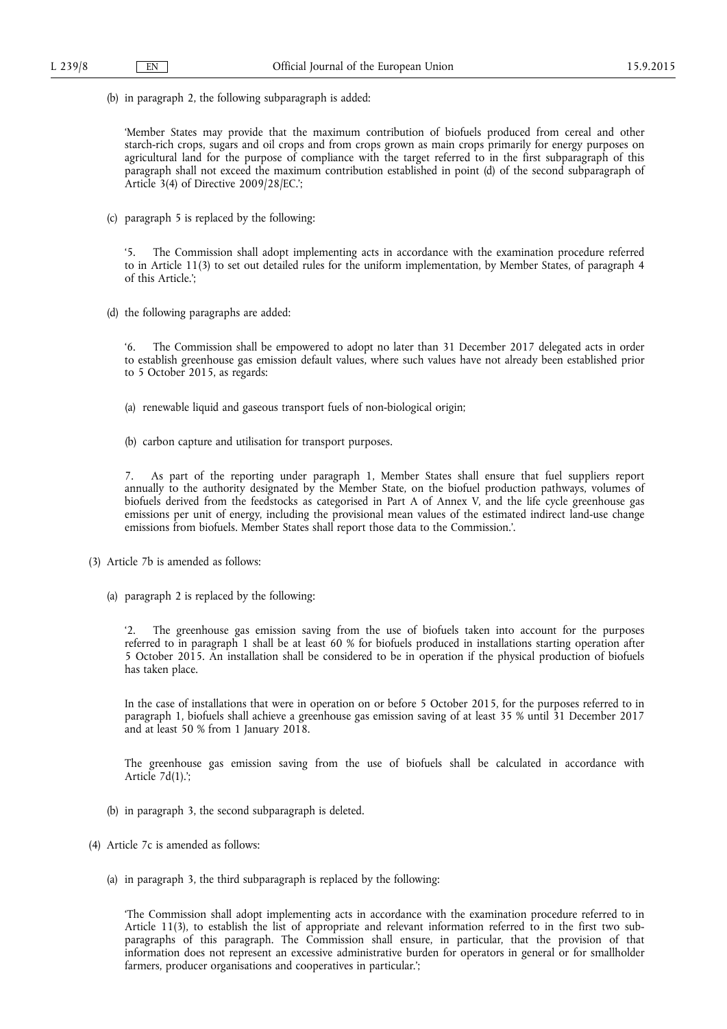(b) in paragraph 2, the following subparagraph is added:

'Member States may provide that the maximum contribution of biofuels produced from cereal and other starch-rich crops, sugars and oil crops and from crops grown as main crops primarily for energy purposes on agricultural land for the purpose of compliance with the target referred to in the first subparagraph of this paragraph shall not exceed the maximum contribution established in point (d) of the second subparagraph of Article 3(4) of Directive 2009/28/EC.';

(c) paragraph 5 is replaced by the following:

'5. The Commission shall adopt implementing acts in accordance with the examination procedure referred to in Article 11(3) to set out detailed rules for the uniform implementation, by Member States, of paragraph 4 of this Article.';

(d) the following paragraphs are added:

'6. The Commission shall be empowered to adopt no later than 31 December 2017 delegated acts in order to establish greenhouse gas emission default values, where such values have not already been established prior to 5 October 2015, as regards:

(a) renewable liquid and gaseous transport fuels of non-biological origin;

(b) carbon capture and utilisation for transport purposes.

7. As part of the reporting under paragraph 1, Member States shall ensure that fuel suppliers report annually to the authority designated by the Member State, on the biofuel production pathways, volumes of biofuels derived from the feedstocks as categorised in Part A of Annex V, and the life cycle greenhouse gas emissions per unit of energy, including the provisional mean values of the estimated indirect land-use change emissions from biofuels. Member States shall report those data to the Commission.'.

(3) Article 7b is amended as follows:

(a) paragraph 2 is replaced by the following:

'2. The greenhouse gas emission saving from the use of biofuels taken into account for the purposes referred to in paragraph 1 shall be at least 60 % for biofuels produced in installations starting operation after 5 October 2015. An installation shall be considered to be in operation if the physical production of biofuels has taken place.

In the case of installations that were in operation on or before 5 October 2015, for the purposes referred to in paragraph 1, biofuels shall achieve a greenhouse gas emission saving of at least 35 % until 31 December 2017 and at least 50 % from 1 January 2018.

The greenhouse gas emission saving from the use of biofuels shall be calculated in accordance with Article 7d(1).';

(b) in paragraph 3, the second subparagraph is deleted.

(4) Article 7c is amended as follows:

(a) in paragraph 3, the third subparagraph is replaced by the following:

'The Commission shall adopt implementing acts in accordance with the examination procedure referred to in Article 11(3), to establish the list of appropriate and relevant information referred to in the first two subparagraphs of this paragraph. The Commission shall ensure, in particular, that the provision of that information does not represent an excessive administrative burden for operators in general or for smallholder farmers, producer organisations and cooperatives in particular.';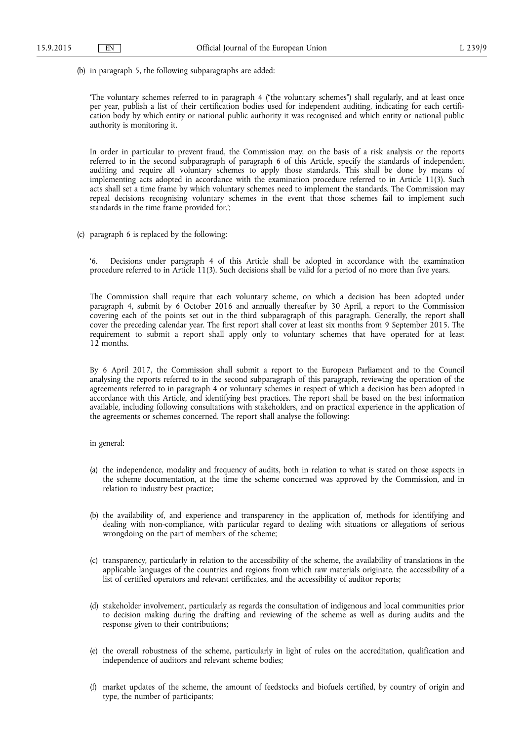(b) in paragraph 5, the following subparagraphs are added:

'The voluntary schemes referred to in paragraph 4 ("the voluntary schemes") shall regularly, and at least once per year, publish a list of their certification bodies used for independent auditing, indicating for each certification body by which entity or national public authority it was recognised and which entity or national public authority is monitoring it.

In order in particular to prevent fraud, the Commission may, on the basis of a risk analysis or the reports referred to in the second subparagraph of paragraph 6 of this Article, specify the standards of independent auditing and require all voluntary schemes to apply those standards. This shall be done by means of implementing acts adopted in accordance with the examination procedure referred to in Article 11(3). Such acts shall set a time frame by which voluntary schemes need to implement the standards. The Commission may repeal decisions recognising voluntary schemes in the event that those schemes fail to implement such standards in the time frame provided for.';

(c) paragraph 6 is replaced by the following:

'6. Decisions under paragraph 4 of this Article shall be adopted in accordance with the examination procedure referred to in Article 11(3). Such decisions shall be valid for a period of no more than five years.

The Commission shall require that each voluntary scheme, on which a decision has been adopted under paragraph 4, submit by 6 October 2016 and annually thereafter by 30 April, a report to the Commission covering each of the points set out in the third subparagraph of this paragraph. Generally, the report shall cover the preceding calendar year. The first report shall cover at least six months from 9 September 2015. The requirement to submit a report shall apply only to voluntary schemes that have operated for at least 12 months.

By 6 April 2017, the Commission shall submit a report to the European Parliament and to the Council analysing the reports referred to in the second subparagraph of this paragraph, reviewing the operation of the agreements referred to in paragraph 4 or voluntary schemes in respect of which a decision has been adopted in accordance with this Article, and identifying best practices. The report shall be based on the best information available, including following consultations with stakeholders, and on practical experience in the application of the agreements or schemes concerned. The report shall analyse the following:

in general:

(a) the independence, modality and frequency of audits, both in relation to what is stated on those aspects in the scheme documentation, at the time the scheme concerned was approved by the Commission, and in relation to industry best practice;

(b) the availability of, and experience and transparency in the application of, methods for identifying and dealing with non-compliance, with particular regard to dealing with situations or allegations of serious wrongdoing on the part of members of the scheme;

(c) transparency, particularly in relation to the accessibility of the scheme, the availability of translations in the applicable languages of the countries and regions from which raw materials originate, the accessibility of a list of certified operators and relevant certificates, and the accessibility of auditor reports;

(d) stakeholder involvement, particularly as regards the consultation of indigenous and local communities prior to decision making during the drafting and reviewing of the scheme as well as during audits and the response given to their contributions;

(e) the overall robustness of the scheme, particularly in light of rules on the accreditation, qualification and independence of auditors and relevant scheme bodies;

(f) market updates of the scheme, the amount of feedstocks and biofuels certified, by country of origin and type, the number of participants;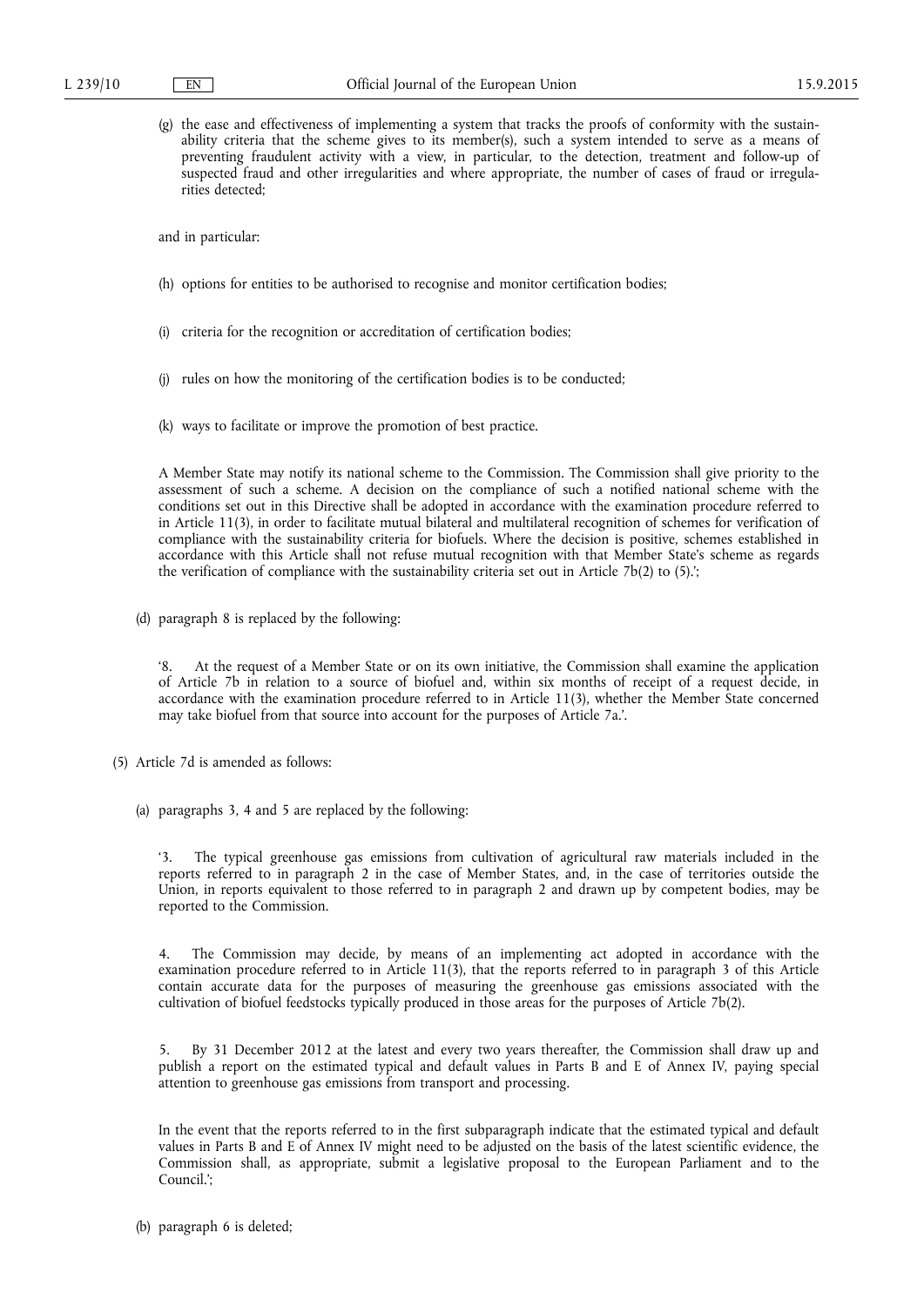(g) the ease and effectiveness of implementing a system that tracks the proofs of conformity with the sustainability criteria that the scheme gives to its member(s), such a system intended to serve as a means of preventing fraudulent activity with a view, in particular, to the detection, treatment and follow-up of suspected fraud and other irregularities and where appropriate, the number of cases of fraud or irregularities detected;

and in particular:

(h) options for entities to be authorised to recognise and monitor certification bodies;

(i) criteria for the recognition or accreditation of certification bodies;

(j) rules on how the monitoring of the certification bodies is to be conducted;

(k) ways to facilitate or improve the promotion of best practice.

A Member State may notify its national scheme to the Commission. The Commission shall give priority to the assessment of such a scheme. A decision on the compliance of such a notified national scheme with the conditions set out in this Directive shall be adopted in accordance with the examination procedure referred to in Article 11(3), in order to facilitate mutual bilateral and multilateral recognition of schemes for verification of compliance with the sustainability criteria for biofuels. Where the decision is positive, schemes established in accordance with this Article shall not refuse mutual recognition with that Member State's scheme as regards the verification of compliance with the sustainability criteria set out in Article 7b(2) to (5).';

(d) paragraph 8 is replaced by the following:

'8. At the request of a Member State or on its own initiative, the Commission shall examine the application of Article 7b in relation to a source of biofuel and, within six months of receipt of a request decide, in accordance with the examination procedure referred to in Article 11(3), whether the Member State concerned may take biofuel from that source into account for the purposes of Article 7a.'.

(5) Article 7d is amended as follows:

(a) paragraphs 3, 4 and 5 are replaced by the following:

'3. The typical greenhouse gas emissions from cultivation of agricultural raw materials included in the reports referred to in paragraph 2 in the case of Member States, and, in the case of territories outside the Union, in reports equivalent to those referred to in paragraph 2 and drawn up by competent bodies, may be reported to the Commission.

4. The Commission may decide, by means of an implementing act adopted in accordance with the examination procedure referred to in Article 11(3), that the reports referred to in paragraph 3 of this Article contain accurate data for the purposes of measuring the greenhouse gas emissions associated with the cultivation of biofuel feedstocks typically produced in those areas for the purposes of Article 7b(2).

5. By 31 December 2012 at the latest and every two years thereafter, the Commission shall draw up and publish a report on the estimated typical and default values in Parts B and E of Annex IV, paying special attention to greenhouse gas emissions from transport and processing.

In the event that the reports referred to in the first subparagraph indicate that the estimated typical and default values in Parts B and E of Annex IV might need to be adjusted on the basis of the latest scientific evidence, the Commission shall, as appropriate, submit a legislative proposal to the European Parliament and to the Council.';

(b) paragraph 6 is deleted;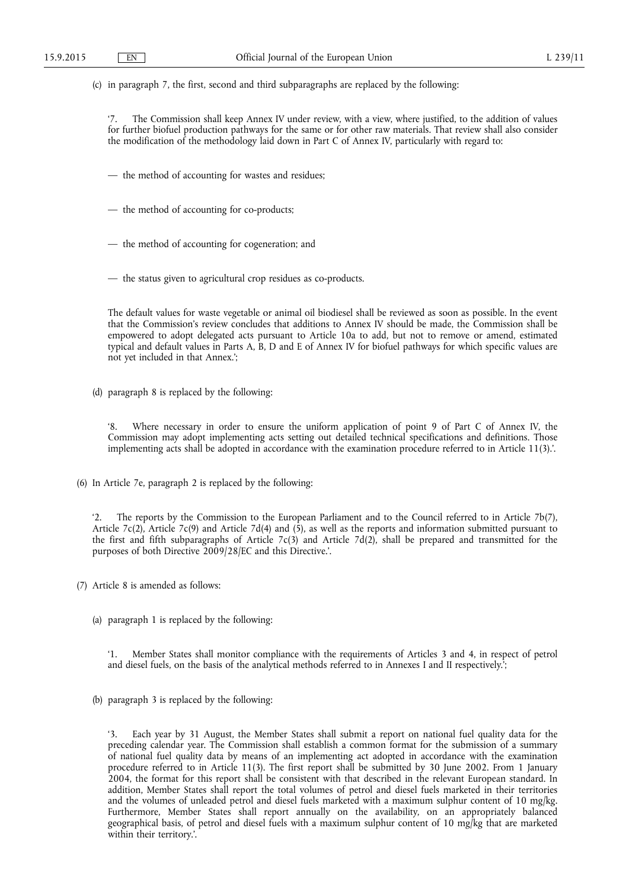(c) in paragraph 7, the first, second and third subparagraphs are replaced by the following:

'7. The Commission shall keep Annex IV under review, with a view, where justified, to the addition of values for further biofuel production pathways for the same or for other raw materials. That review shall also consider the modification of the methodology laid down in Part C of Annex IV, particularly with regard to:

— the method of accounting for wastes and residues;

— the method of accounting for co-products;

— the method of accounting for cogeneration; and

— the status given to agricultural crop residues as co-products.

The default values for waste vegetable or animal oil biodiesel shall be reviewed as soon as possible. In the event that the Commission's review concludes that additions to Annex IV should be made, the Commission shall be empowered to adopt delegated acts pursuant to Article 10a to add, but not to remove or amend, estimated typical and default values in Parts A, B, D and E of Annex IV for biofuel pathways for which specific values are not yet included in that Annex.';

(d) paragraph 8 is replaced by the following:

'8. Where necessary in order to ensure the uniform application of point 9 of Part C of Annex IV, the Commission may adopt implementing acts setting out detailed technical specifications and definitions. Those implementing acts shall be adopted in accordance with the examination procedure referred to in Article 11(3).'.

(6) In Article 7e, paragraph 2 is replaced by the following:

'2. The reports by the Commission to the European Parliament and to the Council referred to in Article 7b(7), Article 7c(2), Article 7c(9) and Article 7d(4) and (5), as well as the reports and information submitted pursuant to the first and fifth subparagraphs of Article 7c(3) and Article 7d(2), shall be prepared and transmitted for the purposes of both Directive 2009/28/EC and this Directive.'.

(7) Article 8 is amended as follows:

(a) paragraph 1 is replaced by the following:

'1. Member States shall monitor compliance with the requirements of Articles 3 and 4, in respect of petrol and diesel fuels, on the basis of the analytical methods referred to in Annexes I and II respectively.';

(b) paragraph 3 is replaced by the following:

'3. Each year by 31 August, the Member States shall submit a report on national fuel quality data for the preceding calendar year. The Commission shall establish a common format for the submission of a summary of national fuel quality data by means of an implementing act adopted in accordance with the examination procedure referred to in Article 11(3). The first report shall be submitted by 30 June 2002. From 1 January 2004, the format for this report shall be consistent with that described in the relevant European standard. In addition, Member States shall report the total volumes of petrol and diesel fuels marketed in their territories and the volumes of unleaded petrol and diesel fuels marketed with a maximum sulphur content of 10 mg/kg. Furthermore, Member States shall report annually on the availability, on an appropriately balanced geographical basis, of petrol and diesel fuels with a maximum sulphur content of 10 mg/kg that are marketed within their territory.'.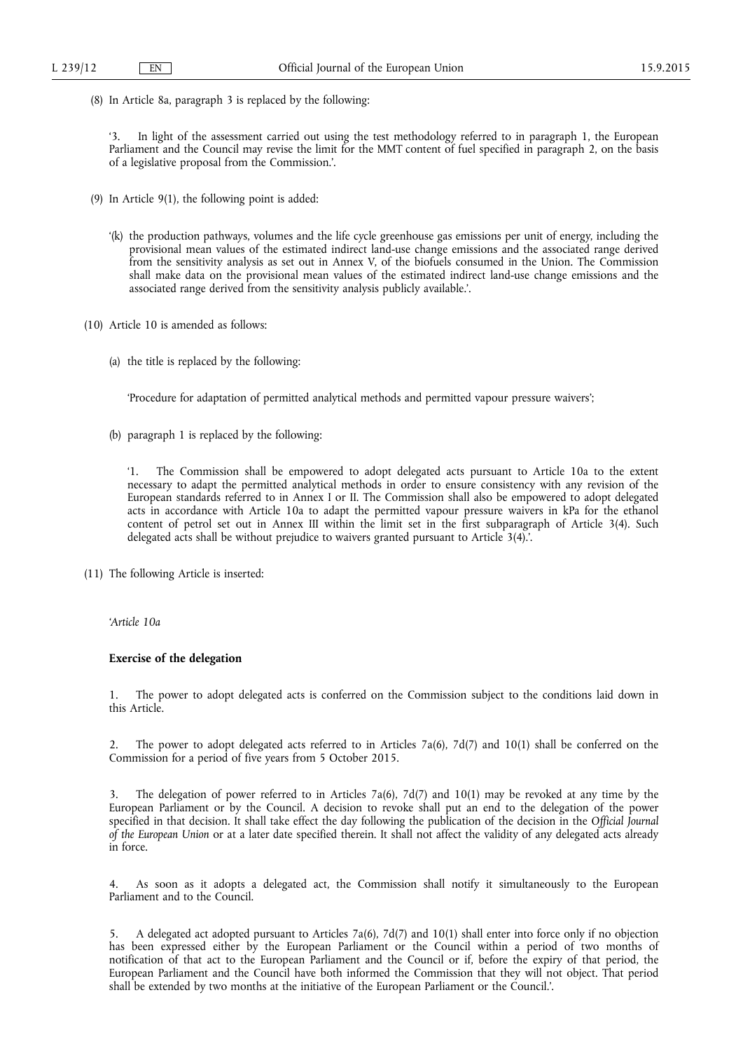(8) In Article 8a, paragraph 3 is replaced by the following:

'3. In light of the assessment carried out using the test methodology referred to in paragraph 1, the European Parliament and the Council may revise the limit for the MMT content of fuel specified in paragraph 2, on the basis of a legislative proposal from the Commission.'.

(9) In Article 9(1), the following point is added:

'(k) the production pathways, volumes and the life cycle greenhouse gas emissions per unit of energy, including the provisional mean values of the estimated indirect land-use change emissions and the associated range derived from the sensitivity analysis as set out in Annex V, of the biofuels consumed in the Union. The Commission shall make data on the provisional mean values of the estimated indirect land-use change emissions and the associated range derived from the sensitivity analysis publicly available.'.

(10) Article 10 is amended as follows:

(a) the title is replaced by the following:

'Procedure for adaptation of permitted analytical methods and permitted vapour pressure waivers';

(b) paragraph 1 is replaced by the following:

'1. The Commission shall be empowered to adopt delegated acts pursuant to Article 10a to the extent necessary to adapt the permitted analytical methods in order to ensure consistency with any revision of the European standards referred to in Annex I or II. The Commission shall also be empowered to adopt delegated acts in accordance with Article 10a to adapt the permitted vapour pressure waivers in kPa for the ethanol content of petrol set out in Annex III within the limit set in the first subparagraph of Article 3(4). Such delegated acts shall be without prejudice to waivers granted pursuant to Article 3(4).'.

(11) The following Article is inserted:

'*Article 10a*

**Exercise of the delegation**

1. The power to adopt delegated acts is conferred on the Commission subject to the conditions laid down in this Article.

2. The power to adopt delegated acts referred to in Articles 7a(6), 7d(7) and 10(1) shall be conferred on the Commission for a period of five years from 5 October 2015.

3. The delegation of power referred to in Articles 7a(6), 7d(7) and 10(1) may be revoked at any time by the European Parliament or by the Council. A decision to revoke shall put an end to the delegation of the power specified in that decision. It shall take effect the day following the publication of the decision in the *Official Journal of the European Union* or at a later date specified therein. It shall not affect the validity of any delegated acts already in force.

4. As soon as it adopts a delegated act, the Commission shall notify it simultaneously to the European Parliament and to the Council.

5. A delegated act adopted pursuant to Articles 7a(6), 7d(7) and 10(1) shall enter into force only if no objection has been expressed either by the European Parliament or the Council within a period of two months of notification of that act to the European Parliament and the Council or if, before the expiry of that period, the European Parliament and the Council have both informed the Commission that they will not object. That period shall be extended by two months at the initiative of the European Parliament or the Council.'.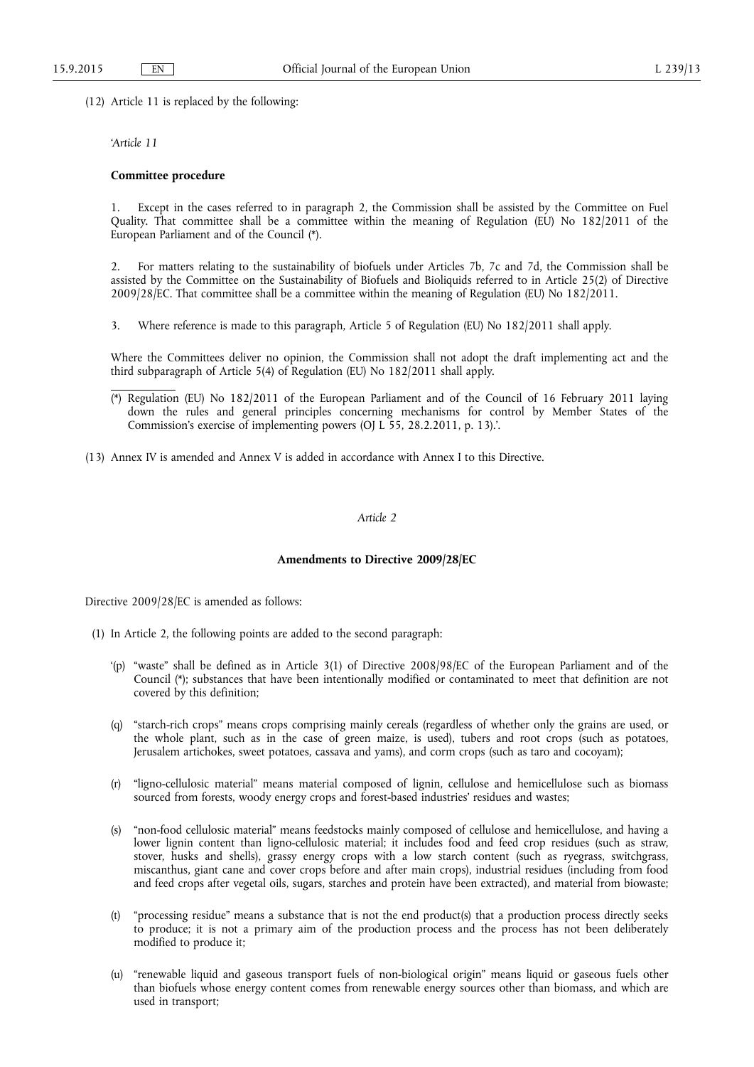(12) Article 11 is replaced by the following:

'*Article 11*

**Committee procedure**

1. Except in the cases referred to in paragraph 2, the Commission shall be assisted by the Committee on Fuel Quality. That committee shall be a committee within the meaning of Regulation (EU) No 182/2011 of the European Parliament and of the Council (*).

2. For matters relating to the sustainability of biofuels under Articles 7b, 7c and 7d, the Commission shall be assisted by the Committee on the Sustainability of Biofuels and Bioliquids referred to in Article 25(2) of Directive 2009/28/EC. That committee shall be a committee within the meaning of Regulation (EU) No 182/2011.

3. Where reference is made to this paragraph, Article 5 of Regulation (EU) No 182/2011 shall apply.

Where the Committees deliver no opinion, the Commission shall not adopt the draft implementing act and the third subparagraph of Article 5(4) of Regulation (EU) No 182/2011 shall apply.

(*) Regulation (EU) No 182/2011 of the European Parliament and of the Council of 16 February 2011 laying down the rules and general principles concerning mechanisms for control by Member States of the Commission's exercise of implementing powers (OJ L 55, 28.2.2011, p. 13).'.

(13) Annex IV is amended and Annex V is added in accordance with Annex I to this Directive.

*Article 2*

**Amendments to Directive 2009/28/EC**

Directive 2009/28/EC is amended as follows:

(1) In Article 2, the following points are added to the second paragraph:

'(p) "waste" shall be defined as in Article 3(1) of Directive 2008/98/EC of the European Parliament and of the Council (*); substances that have been intentionally modified or contaminated to meet that definition are not covered by this definition;

(q) "starch-rich crops" means crops comprising mainly cereals (regardless of whether only the grains are used, or the whole plant, such as in the case of green maize, is used), tubers and root crops (such as potatoes, Jerusalem artichokes, sweet potatoes, cassava and yams), and corm crops (such as taro and cocoyam);

(r) "ligno-cellulosic material" means material composed of lignin, cellulose and hemicellulose such as biomass sourced from forests, woody energy crops and forest-based industries' residues and wastes;

(s) "non-food cellulosic material" means feedstocks mainly composed of cellulose and hemicellulose, and having a lower lignin content than ligno-cellulosic material; it includes food and feed crop residues (such as straw, stover, husks and shells), grassy energy crops with a low starch content (such as ryegrass, switchgrass, miscanthus, giant cane and cover crops before and after main crops), industrial residues (including from food and feed crops after vegetal oils, sugars, starches and protein have been extracted), and material from biowaste;

(t) "processing residue" means a substance that is not the end product(s) that a production process directly seeks to produce; it is not a primary aim of the production process and the process has not been deliberately modified to produce it;

(u) "renewable liquid and gaseous transport fuels of non-biological origin" means liquid or gaseous fuels other than biofuels whose energy content comes from renewable energy sources other than biomass, and which are used in transport;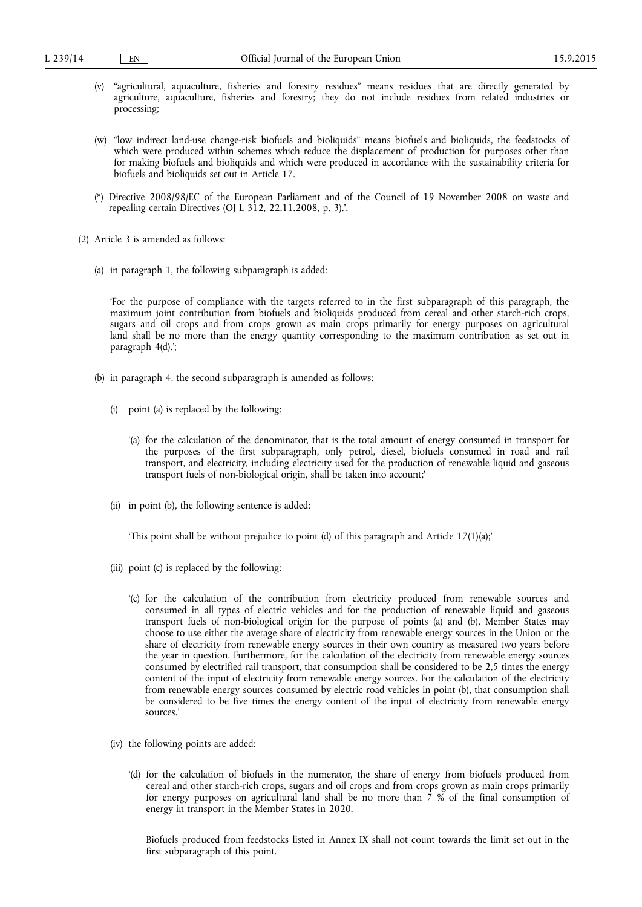(v) "agricultural, aquaculture, fisheries and forestry residues" means residues that are directly generated by agriculture, aquaculture, fisheries and forestry; they do not include residues from related industries or processing;

(w) "low indirect land-use change-risk biofuels and bioliquids" means biofuels and bioliquids, the feedstocks of which were produced within schemes which reduce the displacement of production for purposes other than for making biofuels and bioliquids and which were produced in accordance with the sustainability criteria for biofuels and bioliquids set out in Article 17.

(*) Directive 2008/98/EC of the European Parliament and of the Council of 19 November 2008 on waste and repealing certain Directives (OJ L 312, 22.11.2008, p. 3).'.

(2) Article 3 is amended as follows:

(a) in paragraph 1, the following subparagraph is added:

'For the purpose of compliance with the targets referred to in the first subparagraph of this paragraph, the maximum joint contribution from biofuels and bioliquids produced from cereal and other starch-rich crops, sugars and oil crops and from crops grown as main crops primarily for energy purposes on agricultural land shall be no more than the energy quantity corresponding to the maximum contribution as set out in paragraph 4(d).';

(b) in paragraph 4, the second subparagraph is amended as follows:

(i) point (a) is replaced by the following:

'(a) for the calculation of the denominator, that is the total amount of energy consumed in transport for the purposes of the first subparagraph, only petrol, diesel, biofuels consumed in road and rail transport, and electricity, including electricity used for the production of renewable liquid and gaseous transport fuels of non-biological origin, shall be taken into account;'

(ii) in point (b), the following sentence is added:

'This point shall be without prejudice to point (d) of this paragraph and Article 17(1)(a);'

(iii) point (c) is replaced by the following:

'(c) for the calculation of the contribution from electricity produced from renewable sources and consumed in all types of electric vehicles and for the production of renewable liquid and gaseous transport fuels of non-biological origin for the purpose of points (a) and (b), Member States may choose to use either the average share of electricity from renewable energy sources in the Union or the share of electricity from renewable energy sources in their own country as measured two years before the year in question. Furthermore, for the calculation of the electricity from renewable energy sources consumed by electrified rail transport, that consumption shall be considered to be 2,5 times the energy content of the input of electricity from renewable energy sources. For the calculation of the electricity from renewable energy sources consumed by electric road vehicles in point (b), that consumption shall be considered to be five times the energy content of the input of electricity from renewable energy sources.'

(iv) the following points are added:

'(d) for the calculation of biofuels in the numerator, the share of energy from biofuels produced from cereal and other starch-rich crops, sugars and oil crops and from crops grown as main crops primarily for energy purposes on agricultural land shall be no more than 7 % of the final consumption of energy in transport in the Member States in 2020.

Biofuels produced from feedstocks listed in Annex IX shall not count towards the limit set out in the first subparagraph of this point.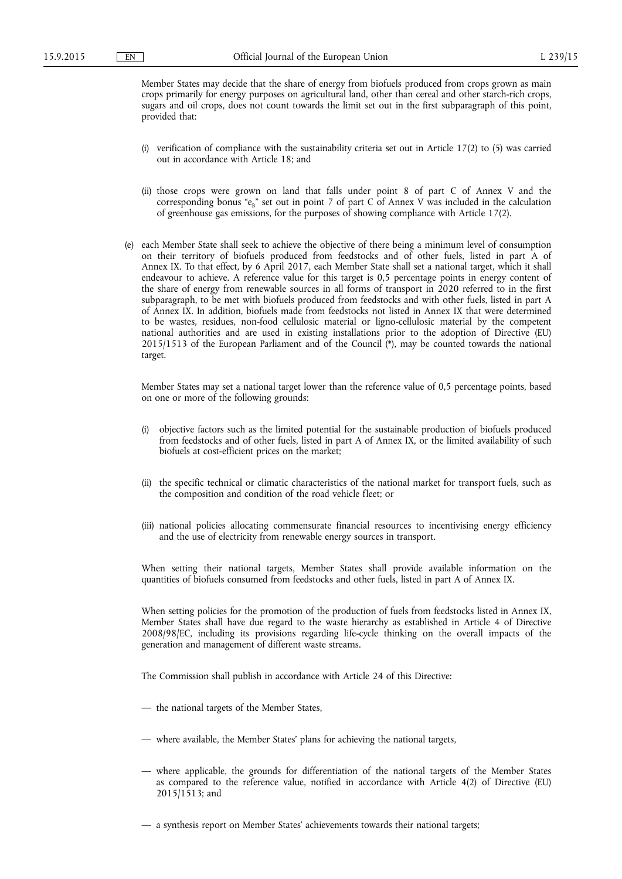Member States may decide that the share of energy from biofuels produced from crops grown as main crops primarily for energy purposes on agricultural land, other than cereal and other starch-rich crops, sugars and oil crops, does not count towards the limit set out in the first subparagraph of this point, provided that:

(i) verification of compliance with the sustainability criteria set out in Article 17(2) to (5) was carried out in accordance with Article 18; and

(ii) those crops were grown on land that falls under point 8 of part C of Annex V and the corresponding bonus "$e_B$" set out in point 7 of part C of Annex V was included in the calculation of greenhouse gas emissions, for the purposes of showing compliance with Article 17(2).

(e) each Member State shall seek to achieve the objective of there being a minimum level of consumption on their territory of biofuels produced from feedstocks and of other fuels, listed in part A of Annex IX. To that effect, by 6 April 2017, each Member State shall set a national target, which it shall endeavour to achieve. A reference value for this target is 0,5 percentage points in energy content of the share of energy from renewable sources in all forms of transport in 2020 referred to in the first subparagraph, to be met with biofuels produced from feedstocks and with other fuels, listed in part A of Annex IX. In addition, biofuels made from feedstocks not listed in Annex IX that were determined to be wastes, residues, non-food cellulosic material or ligno-cellulosic material by the competent national authorities and are used in existing installations prior to the adoption of Directive (EU) 2015/1513 of the European Parliament and of the Council (*), may be counted towards the national target.

Member States may set a national target lower than the reference value of 0,5 percentage points, based on one or more of the following grounds:

(i) objective factors such as the limited potential for the sustainable production of biofuels produced from feedstocks and of other fuels, listed in part A of Annex IX, or the limited availability of such biofuels at cost-efficient prices on the market;

(ii) the specific technical or climatic characteristics of the national market for transport fuels, such as the composition and condition of the road vehicle fleet; or

(iii) national policies allocating commensurate financial resources to incentivising energy efficiency and the use of electricity from renewable energy sources in transport.

When setting their national targets, Member States shall provide available information on the quantities of biofuels consumed from feedstocks and other fuels, listed in part A of Annex IX.

When setting policies for the promotion of the production of fuels from feedstocks listed in Annex IX, Member States shall have due regard to the waste hierarchy as established in Article 4 of Directive 2008/98/EC, including its provisions regarding life-cycle thinking on the overall impacts of the generation and management of different waste streams.

The Commission shall publish in accordance with Article 24 of this Directive:

— the national targets of the Member States,

— where available, the Member States' plans for achieving the national targets,

— where applicable, the grounds for differentiation of the national targets of the Member States as compared to the reference value, notified in accordance with Article 4(2) of Directive (EU) 2015/1513; and

— a synthesis report on Member States' achievements towards their national targets;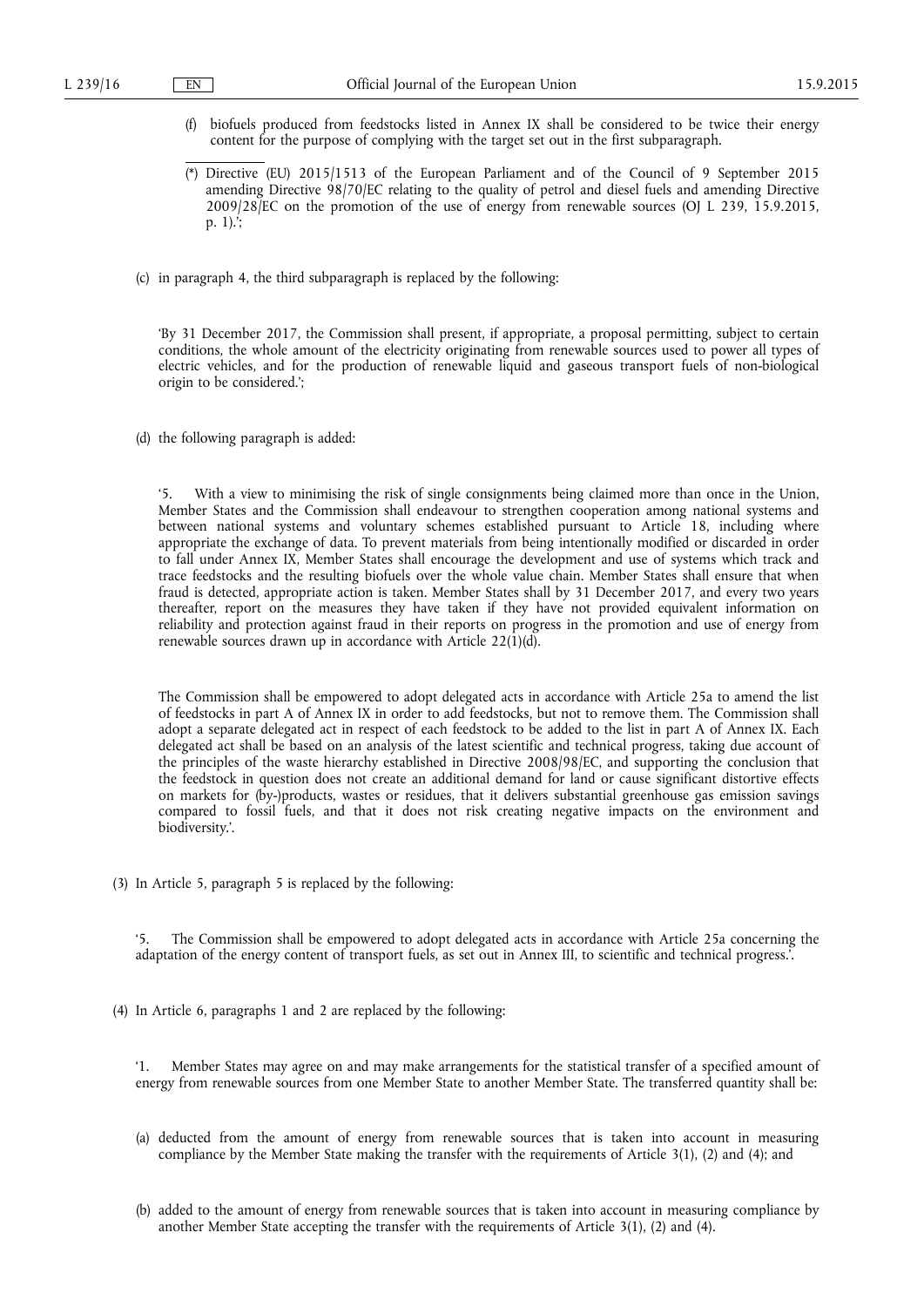(f) biofuels produced from feedstocks listed in Annex IX shall be considered to be twice their energy content for the purpose of complying with the target set out in the first subparagraph.

(*) Directive (EU) 2015/1513 of the European Parliament and of the Council of 9 September 2015 amending Directive 98/70/EC relating to the quality of petrol and diesel fuels and amending Directive 2009/28/EC on the promotion of the use of energy from renewable sources (OJ L 239, 15.9.2015, p. 1).';

(c) in paragraph 4, the third subparagraph is replaced by the following:

'By 31 December 2017, the Commission shall present, if appropriate, a proposal permitting, subject to certain conditions, the whole amount of the electricity originating from renewable sources used to power all types of electric vehicles, and for the production of renewable liquid and gaseous transport fuels of non-biological origin to be considered.';

(d) the following paragraph is added:

'5. With a view to minimising the risk of single consignments being claimed more than once in the Union, Member States and the Commission shall endeavour to strengthen cooperation among national systems and between national systems and voluntary schemes established pursuant to Article 18, including where appropriate the exchange of data. To prevent materials from being intentionally modified or discarded in order to fall under Annex IX, Member States shall encourage the development and use of systems which track and trace feedstocks and the resulting biofuels over the whole value chain. Member States shall ensure that when fraud is detected, appropriate action is taken. Member States shall by 31 December 2017, and every two years thereafter, report on the measures they have taken if they have not provided equivalent information on reliability and protection against fraud in their reports on progress in the promotion and use of energy from renewable sources drawn up in accordance with Article 22(1)(d).

The Commission shall be empowered to adopt delegated acts in accordance with Article 25a to amend the list of feedstocks in part A of Annex IX in order to add feedstocks, but not to remove them. The Commission shall adopt a separate delegated act in respect of each feedstock to be added to the list in part A of Annex IX. Each delegated act shall be based on an analysis of the latest scientific and technical progress, taking due account of the principles of the waste hierarchy established in Directive 2008/98/EC, and supporting the conclusion that the feedstock in question does not create an additional demand for land or cause significant distortive effects on markets for (by-)products, wastes or residues, that it delivers substantial greenhouse gas emission savings compared to fossil fuels, and that it does not risk creating negative impacts on the environment and biodiversity.'.

(3) In Article 5, paragraph 5 is replaced by the following:

'5. The Commission shall be empowered to adopt delegated acts in accordance with Article 25a concerning the adaptation of the energy content of transport fuels, as set out in Annex III, to scientific and technical progress.'.

(4) In Article 6, paragraphs 1 and 2 are replaced by the following:

'1. Member States may agree on and may make arrangements for the statistical transfer of a specified amount of energy from renewable sources from one Member State to another Member State. The transferred quantity shall be:

(a) deducted from the amount of energy from renewable sources that is taken into account in measuring compliance by the Member State making the transfer with the requirements of Article 3(1), (2) and (4); and

(b) added to the amount of energy from renewable sources that is taken into account in measuring compliance by another Member State accepting the transfer with the requirements of Article 3(1), (2) and (4).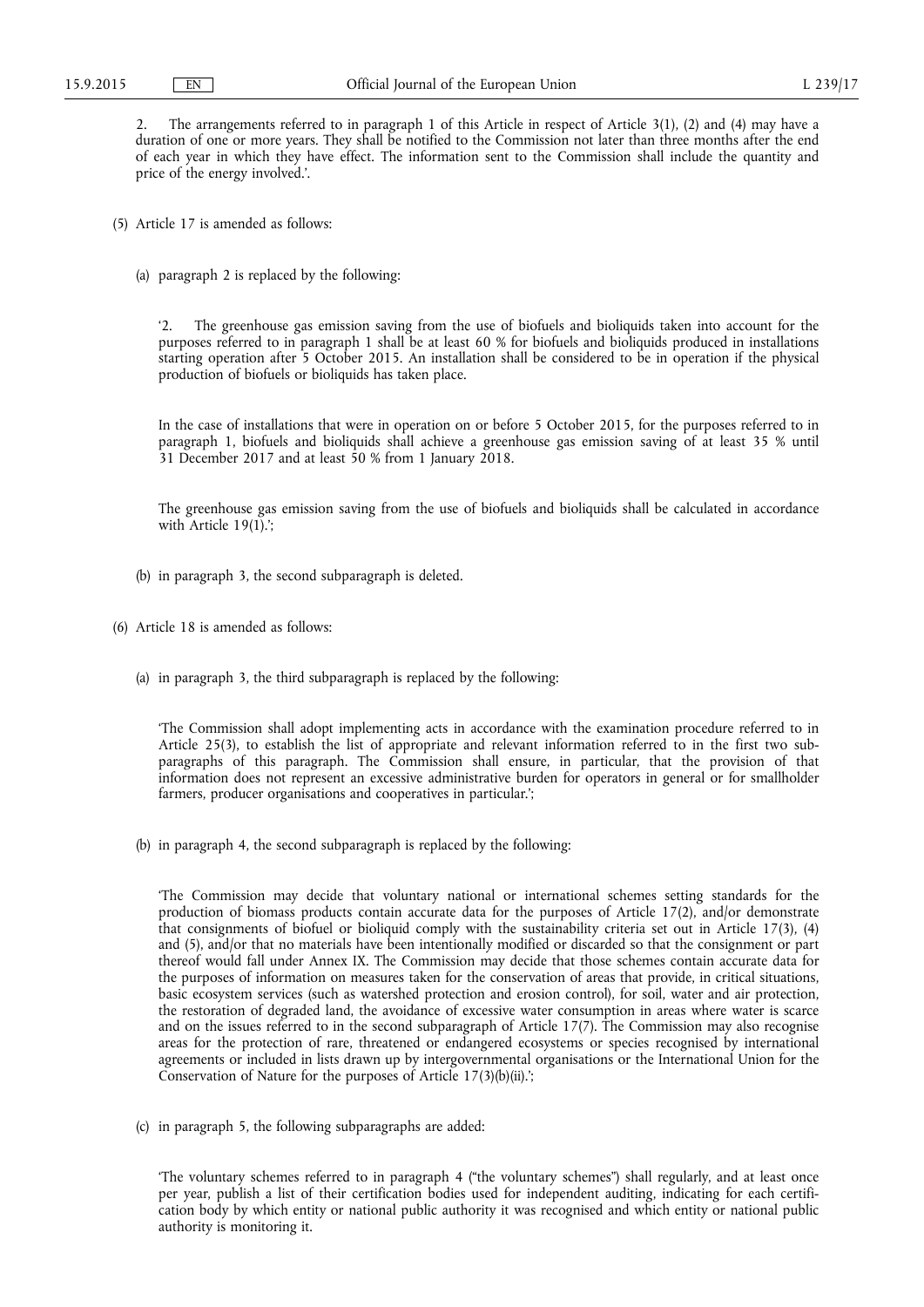2. The arrangements referred to in paragraph 1 of this Article in respect of Article 3(1), (2) and (4) may have a duration of one or more years. They shall be notified to the Commission not later than three months after the end of each year in which they have effect. The information sent to the Commission shall include the quantity and price of the energy involved.'.

(5) Article 17 is amended as follows:

(a) paragraph 2 is replaced by the following:

'2. The greenhouse gas emission saving from the use of biofuels and bioliquids taken into account for the purposes referred to in paragraph 1 shall be at least 60 % for biofuels and bioliquids produced in installations starting operation after 5 October 2015. An installation shall be considered to be in operation if the physical production of biofuels or bioliquids has taken place.

In the case of installations that were in operation on or before 5 October 2015, for the purposes referred to in paragraph 1, biofuels and bioliquids shall achieve a greenhouse gas emission saving of at least 35 % until 31 December 2017 and at least 50 % from 1 January 2018.

The greenhouse gas emission saving from the use of biofuels and bioliquids shall be calculated in accordance with Article 19(1).';

(b) in paragraph 3, the second subparagraph is deleted.

(6) Article 18 is amended as follows:

(a) in paragraph 3, the third subparagraph is replaced by the following:

'The Commission shall adopt implementing acts in accordance with the examination procedure referred to in Article 25(3), to establish the list of appropriate and relevant information referred to in the first two subparagraphs of this paragraph. The Commission shall ensure, in particular, that the provision of that information does not represent an excessive administrative burden for operators in general or for smallholder farmers, producer organisations and cooperatives in particular.';

(b) in paragraph 4, the second subparagraph is replaced by the following:

'The Commission may decide that voluntary national or international schemes setting standards for the production of biomass products contain accurate data for the purposes of Article 17(2), and/or demonstrate that consignments of biofuel or bioliquid comply with the sustainability criteria set out in Article 17(3), (4) and (5), and/or that no materials have been intentionally modified or discarded so that the consignment or part thereof would fall under Annex IX. The Commission may decide that those schemes contain accurate data for the purposes of information on measures taken for the conservation of areas that provide, in critical situations, basic ecosystem services (such as watershed protection and erosion control), for soil, water and air protection, the restoration of degraded land, the avoidance of excessive water consumption in areas where water is scarce and on the issues referred to in the second subparagraph of Article 17(7). The Commission may also recognise areas for the protection of rare, threatened or endangered ecosystems or species recognised by international agreements or included in lists drawn up by intergovernmental organisations or the International Union for the Conservation of Nature for the purposes of Article 17(3)(b)(ii).';

(c) in paragraph 5, the following subparagraphs are added:

'The voluntary schemes referred to in paragraph 4 ("the voluntary schemes") shall regularly, and at least once per year, publish a list of their certification bodies used for independent auditing, indicating for each certification body by which entity or national public authority it was recognised and which entity or national public authority is monitoring it.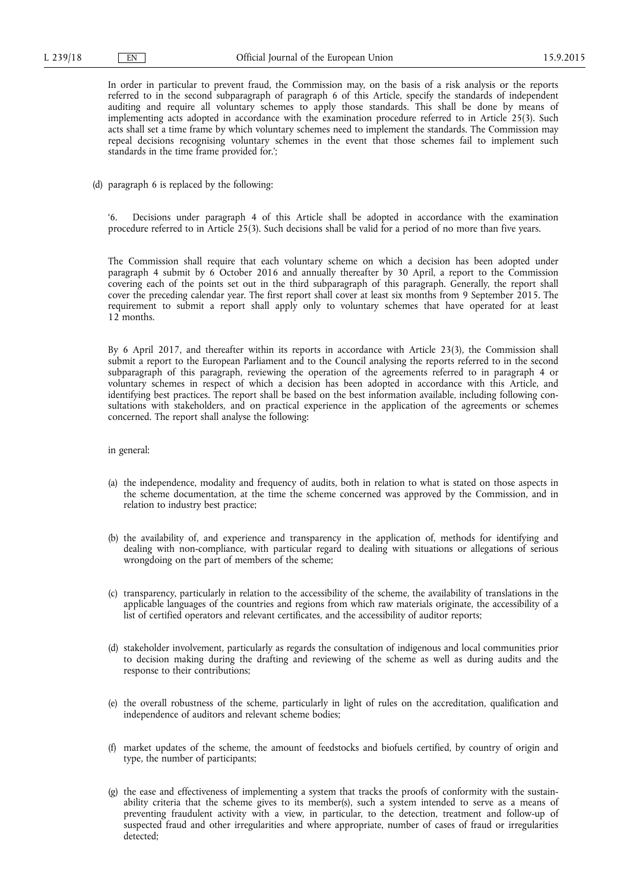In order in particular to prevent fraud, the Commission may, on the basis of a risk analysis or the reports referred to in the second subparagraph of paragraph 6 of this Article, specify the standards of independent auditing and require all voluntary schemes to apply those standards. This shall be done by means of implementing acts adopted in accordance with the examination procedure referred to in Article 25(3). Such acts shall set a time frame by which voluntary schemes need to implement the standards. The Commission may repeal decisions recognising voluntary schemes in the event that those schemes fail to implement such standards in the time frame provided for.';

(d) paragraph 6 is replaced by the following:

'6. Decisions under paragraph 4 of this Article shall be adopted in accordance with the examination procedure referred to in Article 25(3). Such decisions shall be valid for a period of no more than five years.

The Commission shall require that each voluntary scheme on which a decision has been adopted under paragraph 4 submit by 6 October 2016 and annually thereafter by 30 April, a report to the Commission covering each of the points set out in the third subparagraph of this paragraph. Generally, the report shall cover the preceding calendar year. The first report shall cover at least six months from 9 September 2015. The requirement to submit a report shall apply only to voluntary schemes that have operated for at least 12 months.

By 6 April 2017, and thereafter within its reports in accordance with Article 23(3), the Commission shall submit a report to the European Parliament and to the Council analysing the reports referred to in the second subparagraph of this paragraph, reviewing the operation of the agreements referred to in paragraph 4 or voluntary schemes in respect of which a decision has been adopted in accordance with this Article, and identifying best practices. The report shall be based on the best information available, including following consultations with stakeholders, and on practical experience in the application of the agreements or schemes concerned. The report shall analyse the following:

in general:

(a) the independence, modality and frequency of audits, both in relation to what is stated on those aspects in the scheme documentation, at the time the scheme concerned was approved by the Commission, and in relation to industry best practice;

(b) the availability of, and experience and transparency in the application of, methods for identifying and dealing with non-compliance, with particular regard to dealing with situations or allegations of serious wrongdoing on the part of members of the scheme;

(c) transparency, particularly in relation to the accessibility of the scheme, the availability of translations in the applicable languages of the countries and regions from which raw materials originate, the accessibility of a list of certified operators and relevant certificates, and the accessibility of auditor reports;

(d) stakeholder involvement, particularly as regards the consultation of indigenous and local communities prior to decision making during the drafting and reviewing of the scheme as well as during audits and the response to their contributions;

(e) the overall robustness of the scheme, particularly in light of rules on the accreditation, qualification and independence of auditors and relevant scheme bodies;

(f) market updates of the scheme, the amount of feedstocks and biofuels certified, by country of origin and type, the number of participants;

(g) the ease and effectiveness of implementing a system that tracks the proofs of conformity with the sustainability criteria that the scheme gives to its member(s), such a system intended to serve as a means of preventing fraudulent activity with a view, in particular, to the detection, treatment and follow-up of suspected fraud and other irregularities and where appropriate, number of cases of fraud or irregularities detected;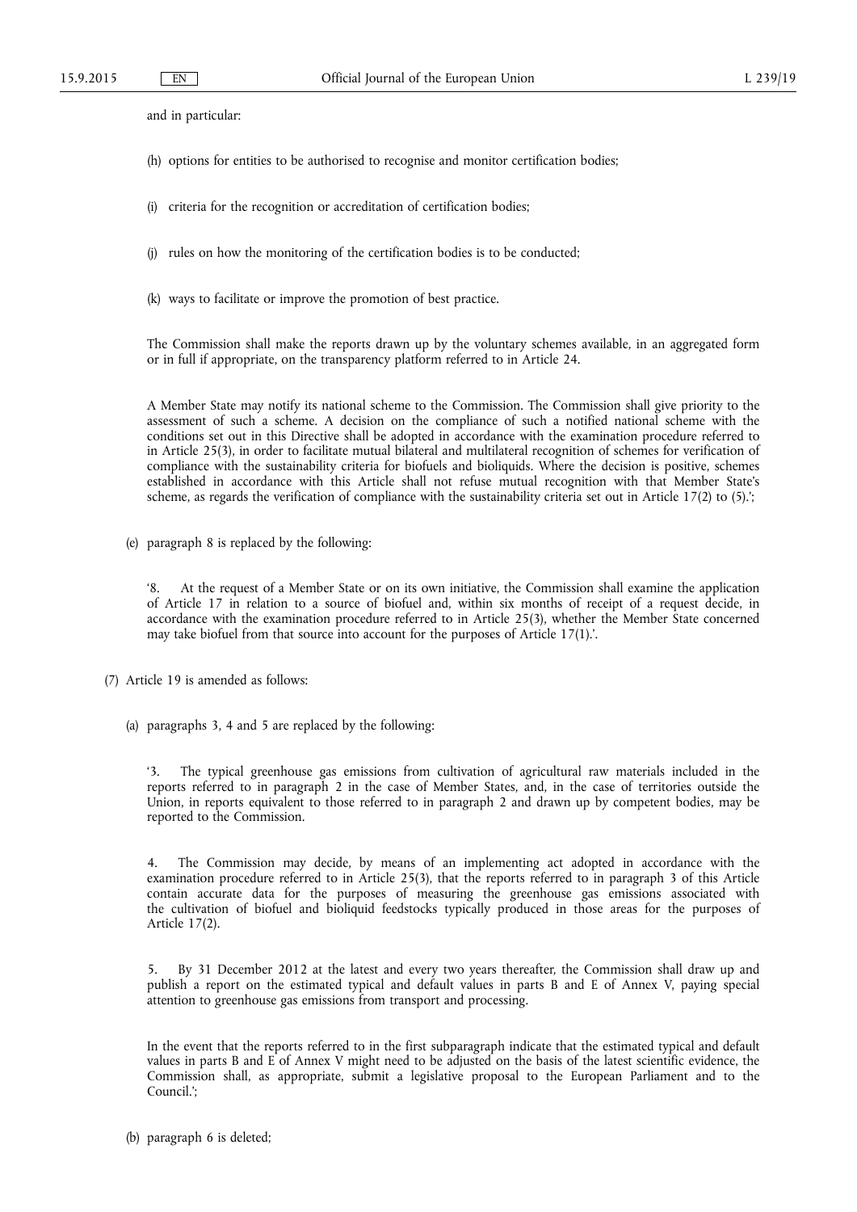and in particular:

(h) options for entities to be authorised to recognise and monitor certification bodies;

(i) criteria for the recognition or accreditation of certification bodies;

(j) rules on how the monitoring of the certification bodies is to be conducted;

(k) ways to facilitate or improve the promotion of best practice.

The Commission shall make the reports drawn up by the voluntary schemes available, in an aggregated form or in full if appropriate, on the transparency platform referred to in Article 24.

A Member State may notify its national scheme to the Commission. The Commission shall give priority to the assessment of such a scheme. A decision on the compliance of such a notified national scheme with the conditions set out in this Directive shall be adopted in accordance with the examination procedure referred to in Article 25(3), in order to facilitate mutual bilateral and multilateral recognition of schemes for verification of compliance with the sustainability criteria for biofuels and bioliquids. Where the decision is positive, schemes established in accordance with this Article shall not refuse mutual recognition with that Member State's scheme, as regards the verification of compliance with the sustainability criteria set out in Article 17(2) to (5).';

(e) paragraph 8 is replaced by the following:

'8. At the request of a Member State or on its own initiative, the Commission shall examine the application of Article 17 in relation to a source of biofuel and, within six months of receipt of a request decide, in accordance with the examination procedure referred to in Article 25(3), whether the Member State concerned may take biofuel from that source into account for the purposes of Article 17(1).'.

(7) Article 19 is amended as follows:

(a) paragraphs 3, 4 and 5 are replaced by the following:

'3. The typical greenhouse gas emissions from cultivation of agricultural raw materials included in the reports referred to in paragraph 2 in the case of Member States, and, in the case of territories outside the Union, in reports equivalent to those referred to in paragraph 2 and drawn up by competent bodies, may be reported to the Commission.

4. The Commission may decide, by means of an implementing act adopted in accordance with the examination procedure referred to in Article 25(3), that the reports referred to in paragraph 3 of this Article contain accurate data for the purposes of measuring the greenhouse gas emissions associated with the cultivation of biofuel and bioliquid feedstocks typically produced in those areas for the purposes of Article 17(2).

5. By 31 December 2012 at the latest and every two years thereafter, the Commission shall draw up and publish a report on the estimated typical and default values in parts B and E of Annex V, paying special attention to greenhouse gas emissions from transport and processing.

In the event that the reports referred to in the first subparagraph indicate that the estimated typical and default values in parts B and E of Annex V might need to be adjusted on the basis of the latest scientific evidence, the Commission shall, as appropriate, submit a legislative proposal to the European Parliament and to the Council.';

(b) paragraph 6 is deleted;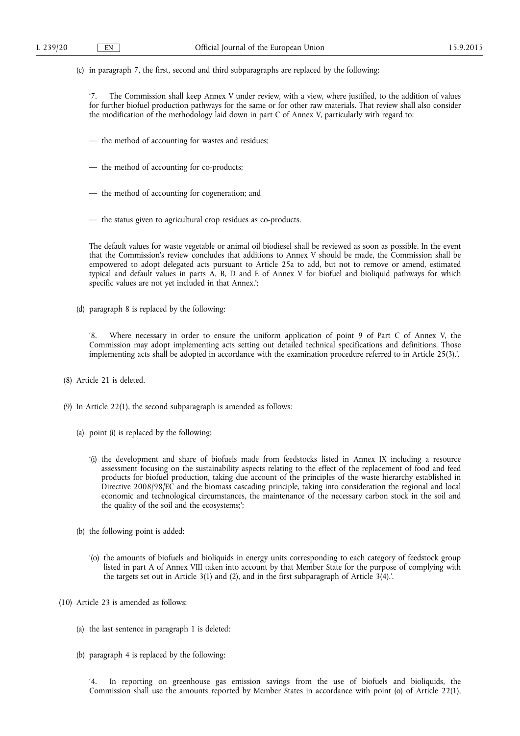(c) in paragraph 7, the first, second and third subparagraphs are replaced by the following:

'7. The Commission shall keep Annex V under review, with a view, where justified, to the addition of values for further biofuel production pathways for the same or for other raw materials. That review shall also consider the modification of the methodology laid down in part C of Annex V, particularly with regard to:

— the method of accounting for wastes and residues;

— the method of accounting for co-products;

— the method of accounting for cogeneration; and

— the status given to agricultural crop residues as co-products.

The default values for waste vegetable or animal oil biodiesel shall be reviewed as soon as possible. In the event that the Commission's review concludes that additions to Annex V should be made, the Commission shall be empowered to adopt delegated acts pursuant to Article 25a to add, but not to remove or amend, estimated typical and default values in parts A, B, D and E of Annex V for biofuel and bioliquid pathways for which specific values are not yet included in that Annex.';

(d) paragraph 8 is replaced by the following:

'8. Where necessary in order to ensure the uniform application of point 9 of Part C of Annex V, the Commission may adopt implementing acts setting out detailed technical specifications and definitions. Those implementing acts shall be adopted in accordance with the examination procedure referred to in Article 25(3).'.

(8) Article 21 is deleted.

(9) In Article 22(1), the second subparagraph is amended as follows:

(a) point (i) is replaced by the following:

'(i) the development and share of biofuels made from feedstocks listed in Annex IX including a resource assessment focusing on the sustainability aspects relating to the effect of the replacement of food and feed products for biofuel production, taking due account of the principles of the waste hierarchy established in Directive 2008/98/EC and the biomass cascading principle, taking into consideration the regional and local economic and technological circumstances, the maintenance of the necessary carbon stock in the soil and the quality of the soil and the ecosystems;';

(b) the following point is added:

'(o) the amounts of biofuels and bioliquids in energy units corresponding to each category of feedstock group listed in part A of Annex VIII taken into account by that Member State for the purpose of complying with the targets set out in Article 3(1) and (2), and in the first subparagraph of Article 3(4).'.

(10) Article 23 is amended as follows:

(a) the last sentence in paragraph 1 is deleted;

(b) paragraph 4 is replaced by the following:

'4. In reporting on greenhouse gas emission savings from the use of biofuels and bioliquids, the Commission shall use the amounts reported by Member States in accordance with point (o) of Article 22(1),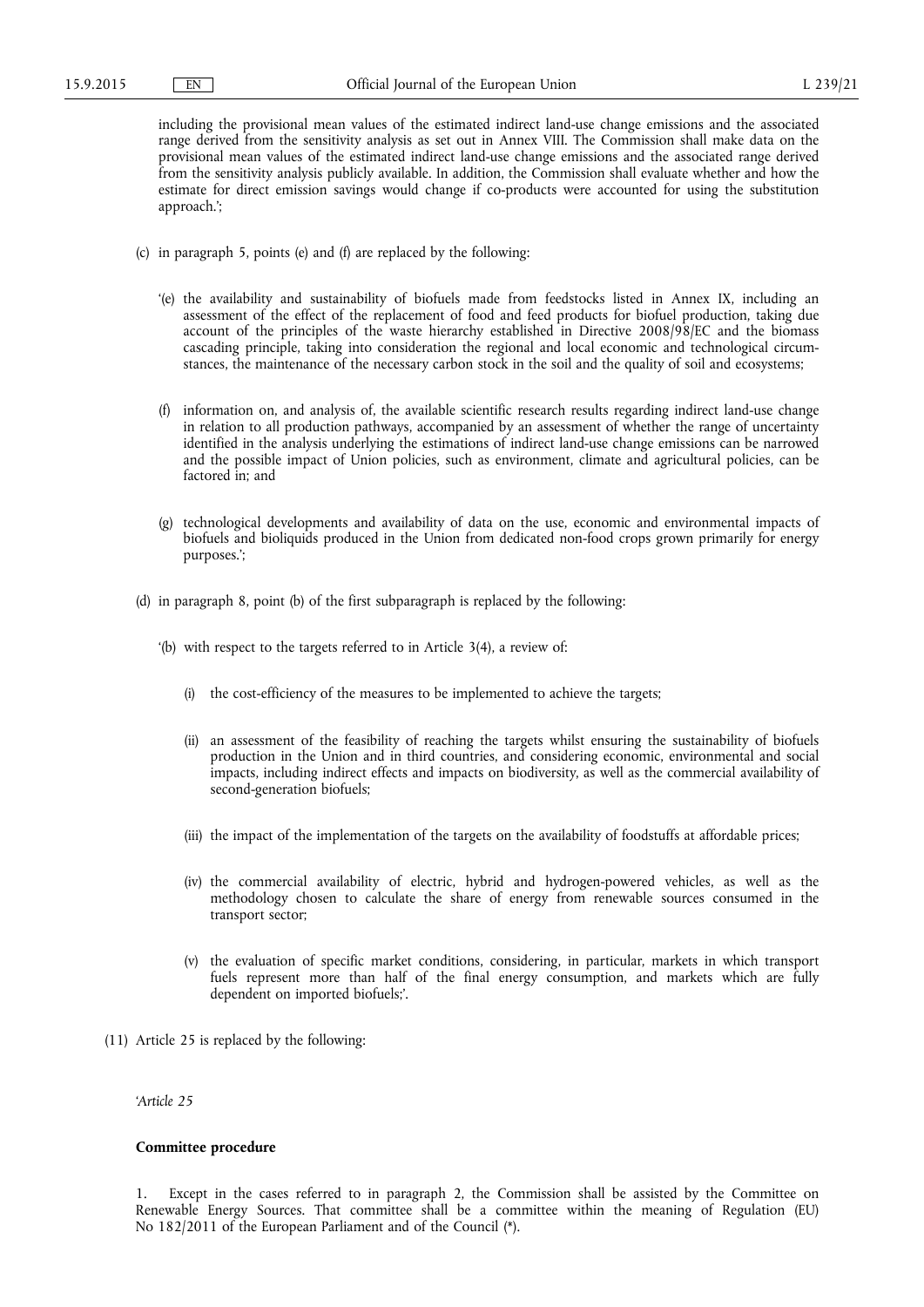including the provisional mean values of the estimated indirect land-use change emissions and the associated range derived from the sensitivity analysis as set out in Annex VIII. The Commission shall make data on the provisional mean values of the estimated indirect land-use change emissions and the associated range derived from the sensitivity analysis publicly available. In addition, the Commission shall evaluate whether and how the estimate for direct emission savings would change if co-products were accounted for using the substitution approach.';

(c) in paragraph 5, points (e) and (f) are replaced by the following:

'(e) the availability and sustainability of biofuels made from feedstocks listed in Annex IX, including an assessment of the effect of the replacement of food and feed products for biofuel production, taking due account of the principles of the waste hierarchy established in Directive 2008/98/EC and the biomass cascading principle, taking into consideration the regional and local economic and technological circumstances, the maintenance of the necessary carbon stock in the soil and the quality of soil and ecosystems;

(f) information on, and analysis of, the available scientific research results regarding indirect land-use change in relation to all production pathways, accompanied by an assessment of whether the range of uncertainty identified in the analysis underlying the estimations of indirect land-use change emissions can be narrowed and the possible impact of Union policies, such as environment, climate and agricultural policies, can be factored in; and

(g) technological developments and availability of data on the use, economic and environmental impacts of biofuels and bioliquids produced in the Union from dedicated non-food crops grown primarily for energy purposes.';

(d) in paragraph 8, point (b) of the first subparagraph is replaced by the following:

'(b) with respect to the targets referred to in Article 3(4), a review of:

(i) the cost-efficiency of the measures to be implemented to achieve the targets;

(ii) an assessment of the feasibility of reaching the targets whilst ensuring the sustainability of biofuels production in the Union and in third countries, and considering economic, environmental and social impacts, including indirect effects and impacts on biodiversity, as well as the commercial availability of second-generation biofuels;

(iii) the impact of the implementation of the targets on the availability of foodstuffs at affordable prices;

(iv) the commercial availability of electric, hybrid and hydrogen-powered vehicles, as well as the methodology chosen to calculate the share of energy from renewable sources consumed in the transport sector;

(v) the evaluation of specific market conditions, considering, in particular, markets in which transport fuels represent more than half of the final energy consumption, and markets which are fully dependent on imported biofuels;'.

(11) Article 25 is replaced by the following:

'*Article 25*

**Committee procedure**

1. Except in the cases referred to in paragraph 2, the Commission shall be assisted by the Committee on Renewable Energy Sources. That committee shall be a committee within the meaning of Regulation (EU) No 182/2011 of the European Parliament and of the Council (*).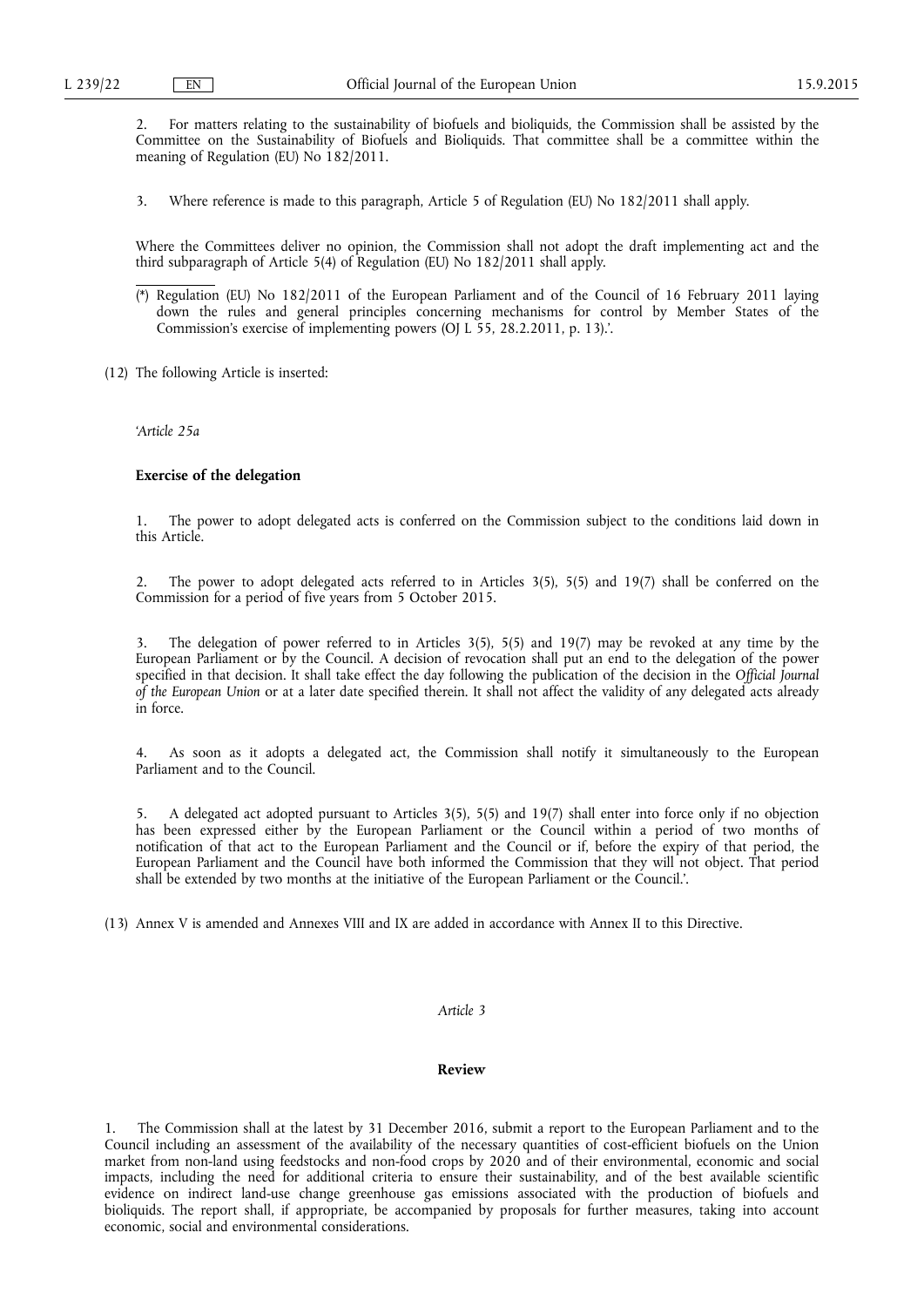2. For matters relating to the sustainability of biofuels and bioliquids, the Commission shall be assisted by the Committee on the Sustainability of Biofuels and Bioliquids. That committee shall be a committee within the meaning of Regulation (EU) No 182/2011.

3. Where reference is made to this paragraph, Article 5 of Regulation (EU) No 182/2011 shall apply.

Where the Committees deliver no opinion, the Commission shall not adopt the draft implementing act and the third subparagraph of Article 5(4) of Regulation (EU) No 182/2011 shall apply.

(*) Regulation (EU) No 182/2011 of the European Parliament and of the Council of 16 February 2011 laying down the rules and general principles concerning mechanisms for control by Member States of the Commission's exercise of implementing powers (OJ L 55, 28.2.2011, p. 13).'.

(12) The following Article is inserted:

*'Article 25a*

**Exercise of the delegation**

1. The power to adopt delegated acts is conferred on the Commission subject to the conditions laid down in this Article.

2. The power to adopt delegated acts referred to in Articles 3(5), 5(5) and 19(7) shall be conferred on the Commission for a period of five years from 5 October 2015.

3. The delegation of power referred to in Articles 3(5), 5(5) and 19(7) may be revoked at any time by the European Parliament or by the Council. A decision of revocation shall put an end to the delegation of the power specified in that decision. It shall take effect the day following the publication of the decision in the *Official Journal of the European Union* or at a later date specified therein. It shall not affect the validity of any delegated acts already in force.

4. As soon as it adopts a delegated act, the Commission shall notify it simultaneously to the European Parliament and to the Council.

5. A delegated act adopted pursuant to Articles 3(5), 5(5) and 19(7) shall enter into force only if no objection has been expressed either by the European Parliament or the Council within a period of two months of notification of that act to the European Parliament and the Council or if, before the expiry of that period, the European Parliament and the Council have both informed the Commission that they will not object. That period shall be extended by two months at the initiative of the European Parliament or the Council.'.

(13) Annex V is amended and Annexes VIII and IX are added in accordance with Annex II to this Directive.

*Article 3*

**Review**

1. The Commission shall at the latest by 31 December 2016, submit a report to the European Parliament and to the Council including an assessment of the availability of the necessary quantities of cost-efficient biofuels on the Union market from non-land using feedstocks and non-food crops by 2020 and of their environmental, economic and social impacts, including the need for additional criteria to ensure their sustainability, and of the best available scientific evidence on indirect land-use change greenhouse gas emissions associated with the production of biofuels and bioliquids. The report shall, if appropriate, be accompanied by proposals for further measures, taking into account economic, social and environmental considerations.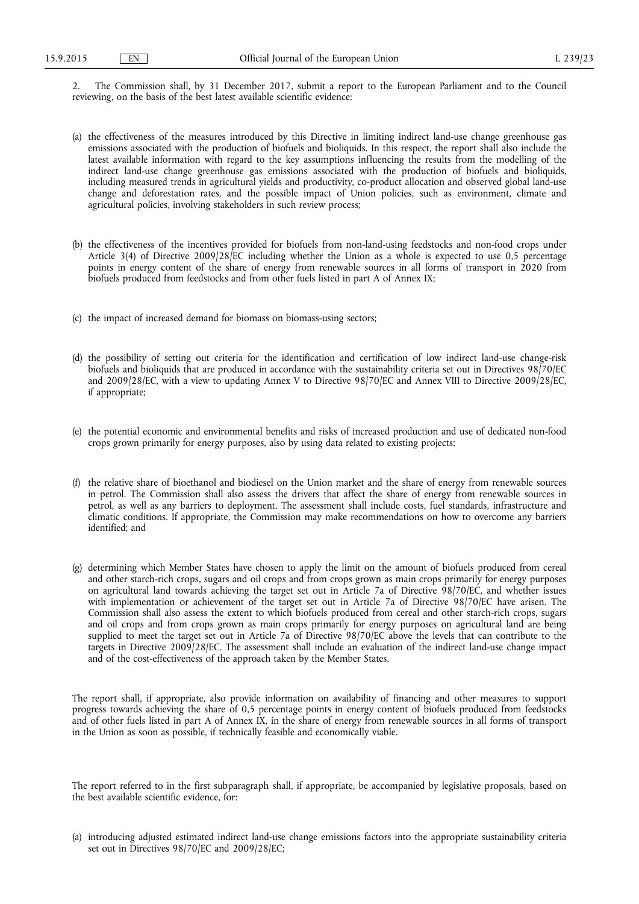2. The Commission shall, by 31 December 2017, submit a report to the European Parliament and to the Council reviewing, on the basis of the best latest available scientific evidence:

(a) the effectiveness of the measures introduced by this Directive in limiting indirect land-use change greenhouse gas emissions associated with the production of biofuels and bioliquids. In this respect, the report shall also include the latest available information with regard to the key assumptions influencing the results from the modelling of the indirect land-use change greenhouse gas emissions associated with the production of biofuels and bioliquids, including measured trends in agricultural yields and productivity, co-product allocation and observed global land-use change and deforestation rates, and the possible impact of Union policies, such as environment, climate and agricultural policies, involving stakeholders in such review process;

(b) the effectiveness of the incentives provided for biofuels from non-land-using feedstocks and non-food crops under Article 3(4) of Directive 2009/28/EC including whether the Union as a whole is expected to use 0,5 percentage points in energy content of the share of energy from renewable sources in all forms of transport in 2020 from biofuels produced from feedstocks and from other fuels listed in part A of Annex IX;

(c) the impact of increased demand for biomass on biomass-using sectors;

(d) the possibility of setting out criteria for the identification and certification of low indirect land-use change-risk biofuels and bioliquids that are produced in accordance with the sustainability criteria set out in Directives 98/70/EC and 2009/28/EC, with a view to updating Annex V to Directive 98/70/EC and Annex VIII to Directive 2009/28/EC, if appropriate;

(e) the potential economic and environmental benefits and risks of increased production and use of dedicated non-food crops grown primarily for energy purposes, also by using data related to existing projects;

(f) the relative share of bioethanol and biodiesel on the Union market and the share of energy from renewable sources in petrol. The Commission shall also assess the drivers that affect the share of energy from renewable sources in petrol, as well as any barriers to deployment. The assessment shall include costs, fuel standards, infrastructure and climatic conditions. If appropriate, the Commission may make recommendations on how to overcome any barriers identified; and

(g) determining which Member States have chosen to apply the limit on the amount of biofuels produced from cereal and other starch-rich crops, sugars and oil crops and from crops grown as main crops primarily for energy purposes on agricultural land towards achieving the target set out in Article 7a of Directive 98/70/EC, and whether issues with implementation or achievement of the target set out in Article 7a of Directive 98/70/EC have arisen. The Commission shall also assess the extent to which biofuels produced from cereal and other starch-rich crops, sugars and oil crops and from crops grown as main crops primarily for energy purposes on agricultural land are being supplied to meet the target set out in Article 7a of Directive 98/70/EC above the levels that can contribute to the targets in Directive 2009/28/EC. The assessment shall include an evaluation of the indirect land-use change impact and of the cost-effectiveness of the approach taken by the Member States.

The report shall, if appropriate, also provide information on availability of financing and other measures to support progress towards achieving the share of 0,5 percentage points in energy content of biofuels produced from feedstocks and of other fuels listed in part A of Annex IX, in the share of energy from renewable sources in all forms of transport in the Union as soon as possible, if technically feasible and economically viable.

The report referred to in the first subparagraph shall, if appropriate, be accompanied by legislative proposals, based on the best available scientific evidence, for:

(a) introducing adjusted estimated indirect land-use change emissions factors into the appropriate sustainability criteria set out in Directives 98/70/EC and 2009/28/EC;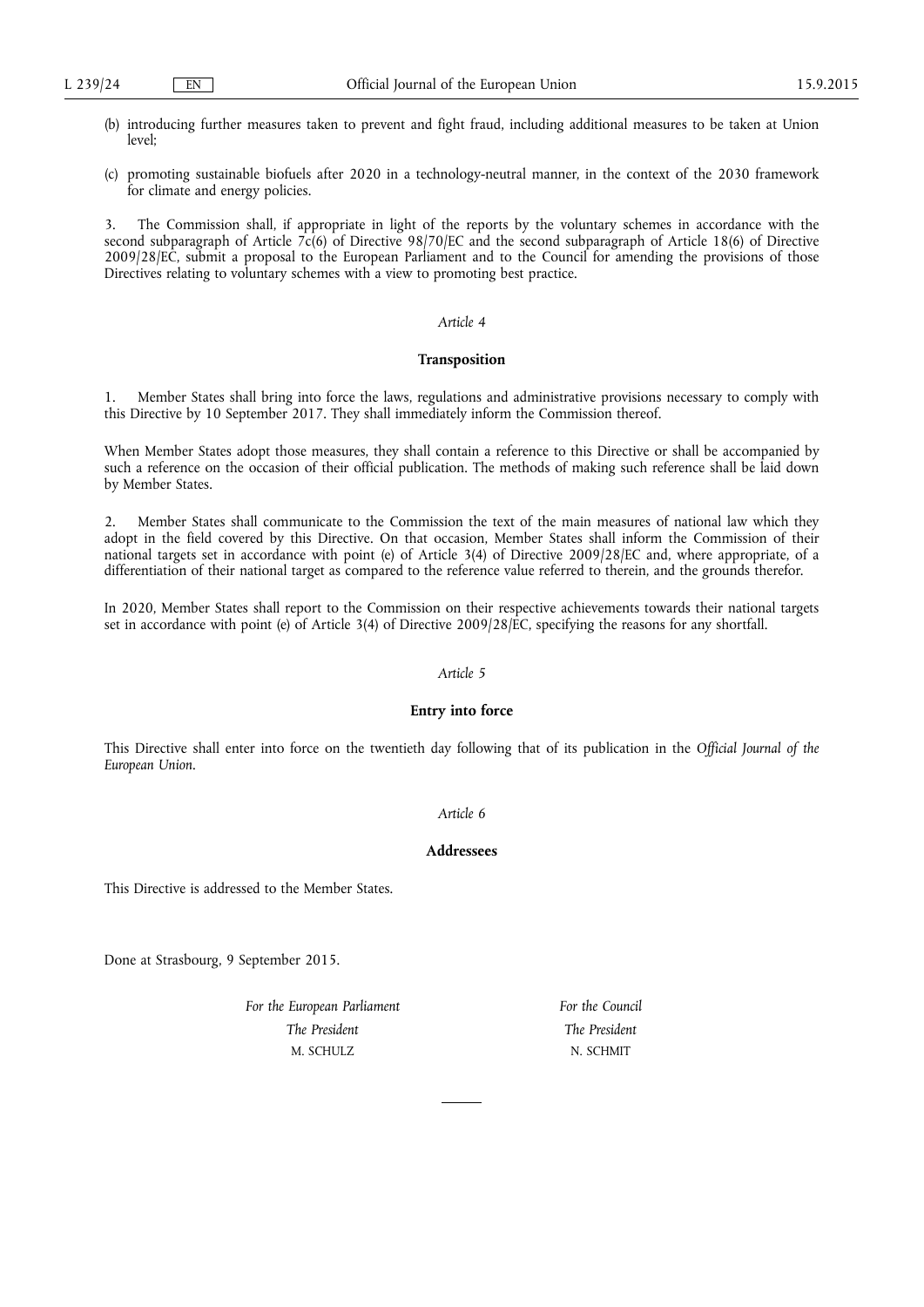(b) introducing further measures taken to prevent and fight fraud, including additional measures to be taken at Union level;

(c) promoting sustainable biofuels after 2020 in a technology-neutral manner, in the context of the 2030 framework for climate and energy policies.

3. The Commission shall, if appropriate in light of the reports by the voluntary schemes in accordance with the second subparagraph of Article 7c(6) of Directive 98/70/EC and the second subparagraph of Article 18(6) of Directive 2009/28/EC, submit a proposal to the European Parliament and to the Council for amending the provisions of those Directives relating to voluntary schemes with a view to promoting best practice.

*Article 4*

**Transposition**

1. Member States shall bring into force the laws, regulations and administrative provisions necessary to comply with this Directive by 10 September 2017. They shall immediately inform the Commission thereof.

When Member States adopt those measures, they shall contain a reference to this Directive or shall be accompanied by such a reference on the occasion of their official publication. The methods of making such reference shall be laid down by Member States.

2. Member States shall communicate to the Commission the text of the main measures of national law which they adopt in the field covered by this Directive. On that occasion, Member States shall inform the Commission of their national targets set in accordance with point (e) of Article 3(4) of Directive 2009/28/EC and, where appropriate, of a differentiation of their national target as compared to the reference value referred to therein, and the grounds therefor.

In 2020, Member States shall report to the Commission on their respective achievements towards their national targets set in accordance with point (e) of Article 3(4) of Directive 2009/28/EC, specifying the reasons for any shortfall.

*Article 5*

**Entry into force**

This Directive shall enter into force on the twentieth day following that of its publication in the *Official Journal of the European Union*.

*Article 6*

**Addressees**

This Directive is addressed to the Member States.

Done at Strasbourg, 9 September 2015.

| *For the European Parliament* | *For the Council* |
|---|---|
| *The President* | *The President* |
| M. SCHULZ | N. SCHMIT |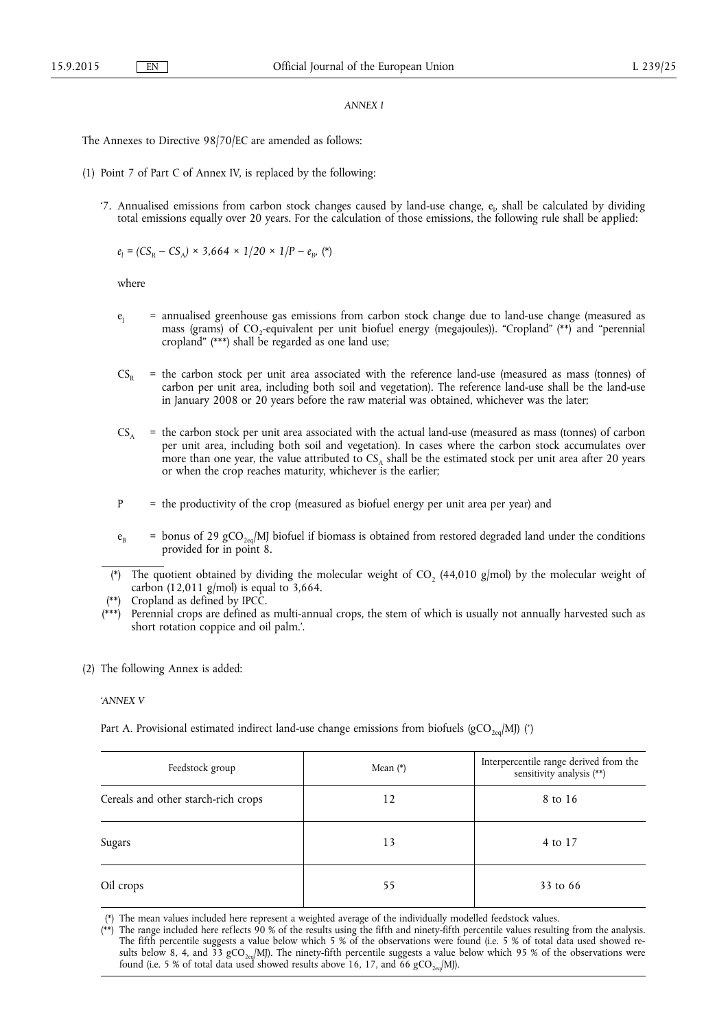*ANNEX I*

The Annexes to Directive 98/70/EC are amended as follows:

(1) Point 7 of Part C of Annex IV, is replaced by the following:

'7. Annualised emissions from carbon stock changes caused by land-use change, $e_l$, shall be calculated by dividing total emissions equally over 20 years. For the calculation of those emissions, the following rule shall be applied:

$$e_l = (CS_R - CS_A) \times 3{,}664 \times 1/20 \times 1/P - e_B, \text{ (*)}$$

where

$e_l$ = annualised greenhouse gas emissions from carbon stock change due to land-use change (measured as mass (grams) of $CO_2$-equivalent per unit biofuel energy (megajoules)). "Cropland" (**) and "perennial cropland" (***) shall be regarded as one land use;

$CS_R$ = the carbon stock per unit area associated with the reference land-use (measured as mass (tonnes) of carbon per unit area, including both soil and vegetation). The reference land-use shall be the land-use in January 2008 or 20 years before the raw material was obtained, whichever was the later;

$CS_A$ = the carbon stock per unit area associated with the actual land-use (measured as mass (tonnes) of carbon per unit area, including both soil and vegetation). In cases where the carbon stock accumulates over more than one year, the value attributed to $CS_A$ shall be the estimated stock per unit area after 20 years or when the crop reaches maturity, whichever is the earlier;

P = the productivity of the crop (measured as biofuel energy per unit area per year) and

$e_B$ = bonus of 29 $gCO_{2eq}$/MJ biofuel if biomass is obtained from restored degraded land under the conditions provided for in point 8.

(*) The quotient obtained by dividing the molecular weight of $CO_2$ (44,010 g/mol) by the molecular weight of carbon (12,011 g/mol) is equal to 3,664.
(**) Cropland as defined by IPCC.
(***) Perennial crops are defined as multi-annual crops, the stem of which is usually not annually harvested such as short rotation coppice and oil palm.'.

(2) The following Annex is added:

*'ANNEX V*

Part A. Provisional estimated indirect land-use change emissions from biofuels ($gCO_{2eq}$/MJ) (*)

| Feedstock group | Mean (*) | Interpercentile range derived from the sensitivity analysis (**) |
|---|---|---|
| Cereals and other starch-rich crops | 12 | 8 to 16 |
| Sugars | 13 | 4 to 17 |
| Oil crops | 55 | 33 to 66 |

(*) The mean values included here represent a weighted average of the individually modelled feedstock values.
(**) The range included here reflects 90 % of the results using the fifth and ninety-fifth percentile values resulting from the analysis. The fifth percentile suggests a value below which 5 % of the observations were found (i.e. 5 % of total data used showed results below 8, 4, and 33 $gCO_{2eq}$/MJ). The ninety-fifth percentile suggests a value below which 95 % of the observations were found (i.e. 5 % of total data used showed results above 16, 17, and 66 $gCO_{2eq}$/MJ).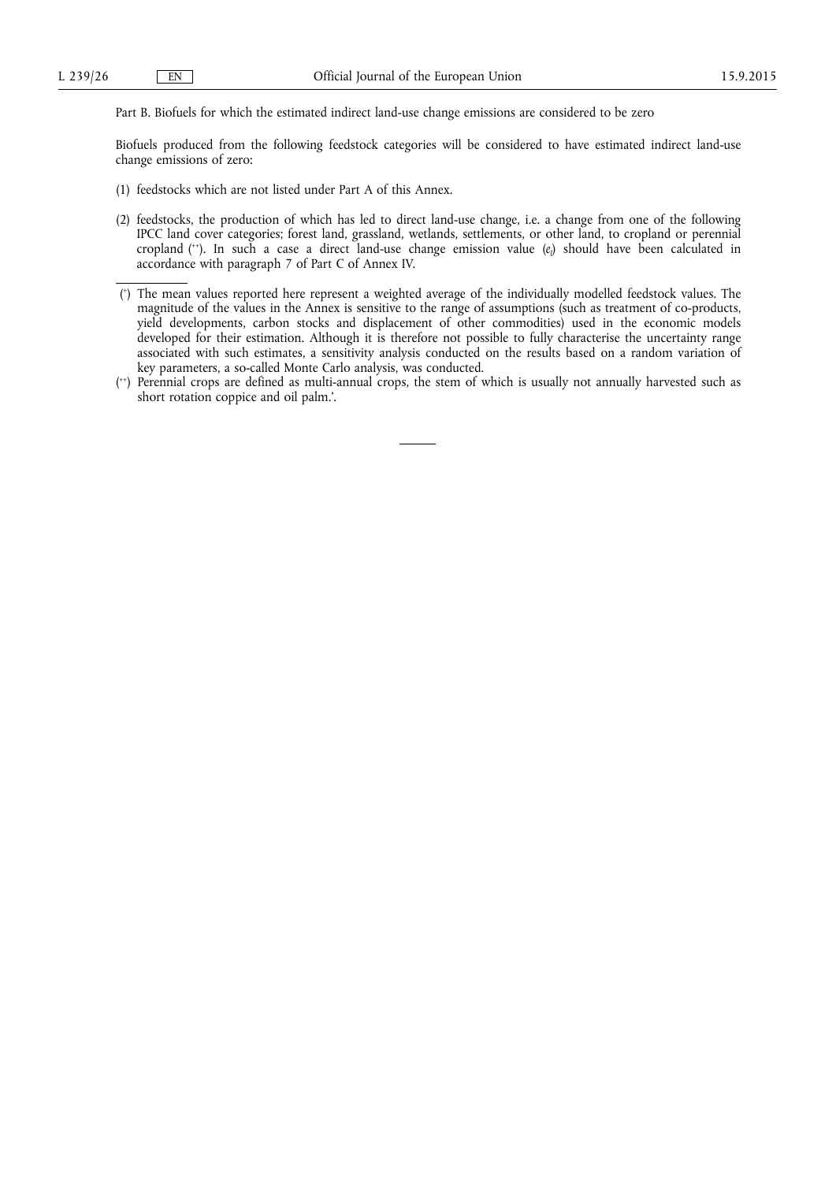Part B. Biofuels for which the estimated indirect land-use change emissions are considered to be zero

Biofuels produced from the following feedstock categories will be considered to have estimated indirect land-use change emissions of zero:

(1) feedstocks which are not listed under Part A of this Annex.

(2) feedstocks, the production of which has led to direct land-use change, i.e. a change from one of the following IPCC land cover categories; forest land, grassland, wetlands, settlements, or other land, to cropland or perennial cropland (++). In such a case a direct land-use change emission value ($e_l$) should have been calculated in accordance with paragraph 7 of Part C of Annex IV.

---

(+) The mean values reported here represent a weighted average of the individually modelled feedstock values. The magnitude of the values in the Annex is sensitive to the range of assumptions (such as treatment of co-products, yield developments, carbon stocks and displacement of other commodities) used in the economic models developed for their estimation. Although it is therefore not possible to fully characterise the uncertainty range associated with such estimates, a sensitivity analysis conducted on the results based on a random variation of key parameters, a so-called Monte Carlo analysis, was conducted.

(++) Perennial crops are defined as multi-annual crops, the stem of which is usually not annually harvested such as short rotation coppice and oil palm.'.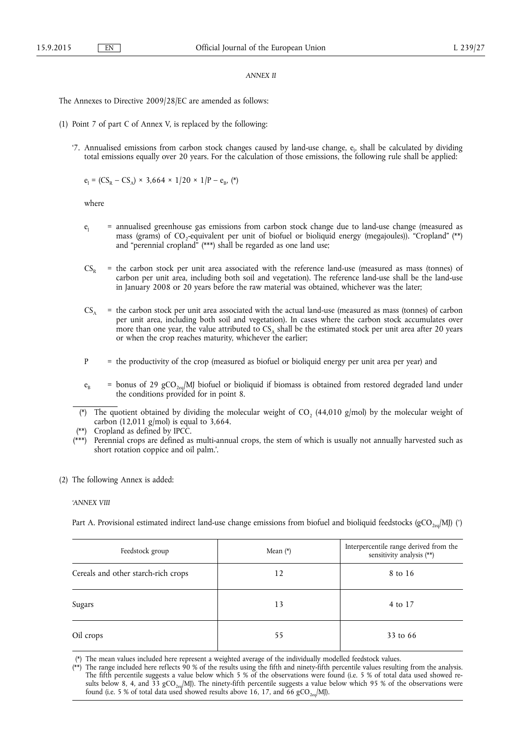*ANNEX II*

The Annexes to Directive 2009/28/EC are amended as follows:

(1) Point 7 of part C of Annex V, is replaced by the following:

'7. Annualised emissions from carbon stock changes caused by land-use change, $e_l$, shall be calculated by dividing total emissions equally over 20 years. For the calculation of those emissions, the following rule shall be applied:

$$e_l = (CS_R - CS_A) \times 3{,}664 \times 1/20 \times 1/P - e_B, \text{ (*)}$$

where

$e_l$ = annualised greenhouse gas emissions from carbon stock change due to land-use change (measured as mass (grams) of $CO_2$-equivalent per unit of biofuel or bioliquid energy (megajoules)). "Cropland" (**) and "perennial cropland" (***) shall be regarded as one land use;

$CS_R$ = the carbon stock per unit area associated with the reference land-use (measured as mass (tonnes) of carbon per unit area, including both soil and vegetation). The reference land-use shall be the land-use in January 2008 or 20 years before the raw material was obtained, whichever was the later;

$CS_A$ = the carbon stock per unit area associated with the actual land-use (measured as mass (tonnes) of carbon per unit area, including both soil and vegetation). In cases where the carbon stock accumulates over more than one year, the value attributed to $CS_A$ shall be the estimated stock per unit area after 20 years or when the crop reaches maturity, whichever the earlier;

P = the productivity of the crop (measured as biofuel or bioliquid energy per unit area per year) and

$e_B$ = bonus of 29 $gCO_{2eq}$/MJ biofuel or bioliquid if biomass is obtained from restored degraded land under the conditions provided for in point 8.

(*) The quotient obtained by dividing the molecular weight of $CO_2$ (44,010 g/mol) by the molecular weight of carbon (12,011 g/mol) is equal to 3,664.

(**) Cropland as defined by IPCC.

(***) Perennial crops are defined as multi-annual crops, the stem of which is usually not annually harvested such as short rotation coppice and oil palm.'.

(2) The following Annex is added:

*'ANNEX VIII*

Part A. Provisional estimated indirect land-use change emissions from biofuel and bioliquid feedstocks ($gCO_{2eq}$/MJ) (¹)

| Feedstock group | Mean (*) | Interpercentile range derived from the sensitivity analysis (**) |
|---|---|---|
| Cereals and other starch-rich crops | 12 | 8 to 16 |
| Sugars | 13 | 4 to 17 |
| Oil crops | 55 | 33 to 66 |

(*) The mean values included here represent a weighted average of the individually modelled feedstock values.

(**) The range included here reflects 90 % of the results using the fifth and ninety-fifth percentile values resulting from the analysis. The fifth percentile suggests a value below which 5 % of the observations were found (i.e. 5 % of total data used showed results below 8, 4, and 33 $gCO_{2eq}$/MJ). The ninety-fifth percentile suggests a value below which 95 % of the observations were found (i.e. 5 % of total data used showed results above 16, 17, and 66 $gCO_{2eq}$/MJ).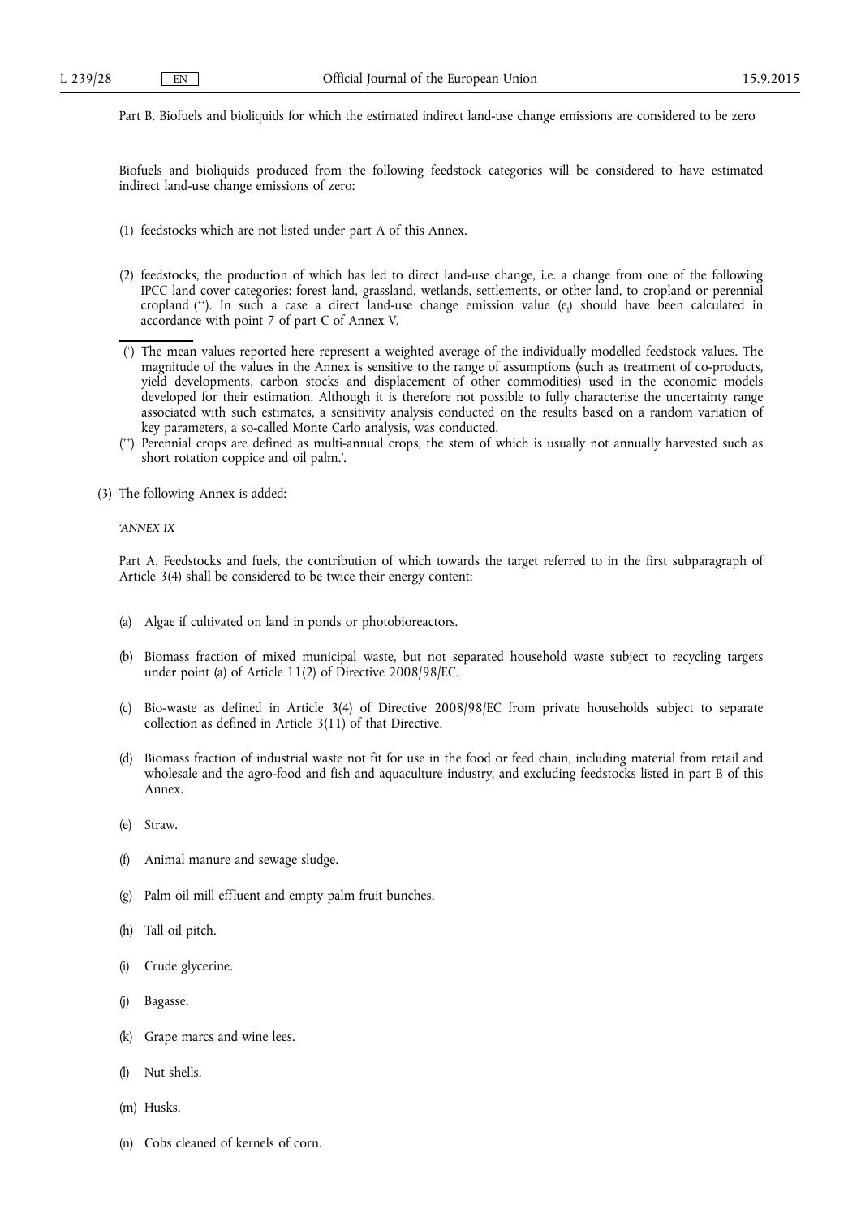Part B. Biofuels and bioliquids for which the estimated indirect land-use change emissions are considered to be zero

Biofuels and bioliquids produced from the following feedstock categories will be considered to have estimated indirect land-use change emissions of zero:

(1) feedstocks which are not listed under part A of this Annex.

(2) feedstocks, the production of which has led to direct land-use change, i.e. a change from one of the following IPCC land cover categories: forest land, grassland, wetlands, settlements, or other land, to cropland or perennial cropland (\*\*). In such a case a direct land-use change emission value ($e_l$) should have been calculated in accordance with point 7 of part C of Annex V.

(\*) The mean values reported here represent a weighted average of the individually modelled feedstock values. The magnitude of the values in the Annex is sensitive to the range of assumptions (such as treatment of co-products, yield developments, carbon stocks and displacement of other commodities) used in the economic models developed for their estimation. Although it is therefore not possible to fully characterise the uncertainty range associated with such estimates, a sensitivity analysis conducted on the results based on a random variation of key parameters, a so-called Monte Carlo analysis, was conducted.

(\*\*) Perennial crops are defined as multi-annual crops, the stem of which is usually not annually harvested such as short rotation coppice and oil palm.'.

(3) The following Annex is added:

*'ANNEX IX*

Part A. Feedstocks and fuels, the contribution of which towards the target referred to in the first subparagraph of Article 3(4) shall be considered to be twice their energy content:

(a) Algae if cultivated on land in ponds or photobioreactors.

(b) Biomass fraction of mixed municipal waste, but not separated household waste subject to recycling targets under point (a) of Article 11(2) of Directive 2008/98/EC.

(c) Bio-waste as defined in Article 3(4) of Directive 2008/98/EC from private households subject to separate collection as defined in Article 3(11) of that Directive.

(d) Biomass fraction of industrial waste not fit for use in the food or feed chain, including material from retail and wholesale and the agro-food and fish and aquaculture industry, and excluding feedstocks listed in part B of this Annex.

(e) Straw.

(f) Animal manure and sewage sludge.

(g) Palm oil mill effluent and empty palm fruit bunches.

(h) Tall oil pitch.

(i) Crude glycerine.

(j) Bagasse.

(k) Grape marcs and wine lees.

(l) Nut shells.

(m) Husks.

(n) Cobs cleaned of kernels of corn.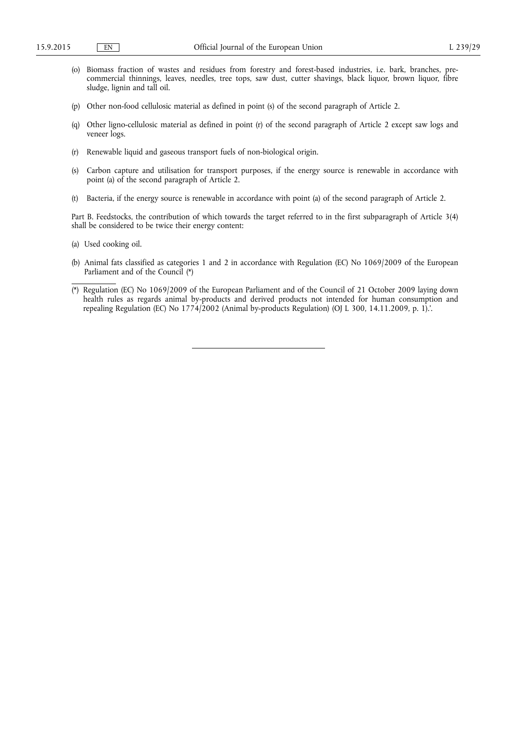(o) Biomass fraction of wastes and residues from forestry and forest-based industries, i.e. bark, branches, pre-commercial thinnings, leaves, needles, tree tops, saw dust, cutter shavings, black liquor, brown liquor, fibre sludge, lignin and tall oil.

(p) Other non-food cellulosic material as defined in point (s) of the second paragraph of Article 2.

(q) Other ligno-cellulosic material as defined in point (r) of the second paragraph of Article 2 except saw logs and veneer logs.

(r) Renewable liquid and gaseous transport fuels of non-biological origin.

(s) Carbon capture and utilisation for transport purposes, if the energy source is renewable in accordance with point (a) of the second paragraph of Article 2.

(t) Bacteria, if the energy source is renewable in accordance with point (a) of the second paragraph of Article 2.

Part B. Feedstocks, the contribution of which towards the target referred to in the first subparagraph of Article 3(4) shall be considered to be twice their energy content:

(a) Used cooking oil.

(b) Animal fats classified as categories 1 and 2 in accordance with Regulation (EC) No 1069/2009 of the European Parliament and of the Council (*)

---

(*) Regulation (EC) No 1069/2009 of the European Parliament and of the Council of 21 October 2009 laying down health rules as regards animal by-products and derived products not intended for human consumption and repealing Regulation (EC) No 1774/2002 (Animal by-products Regulation) (OJ L 300, 14.11.2009, p. 1).'.